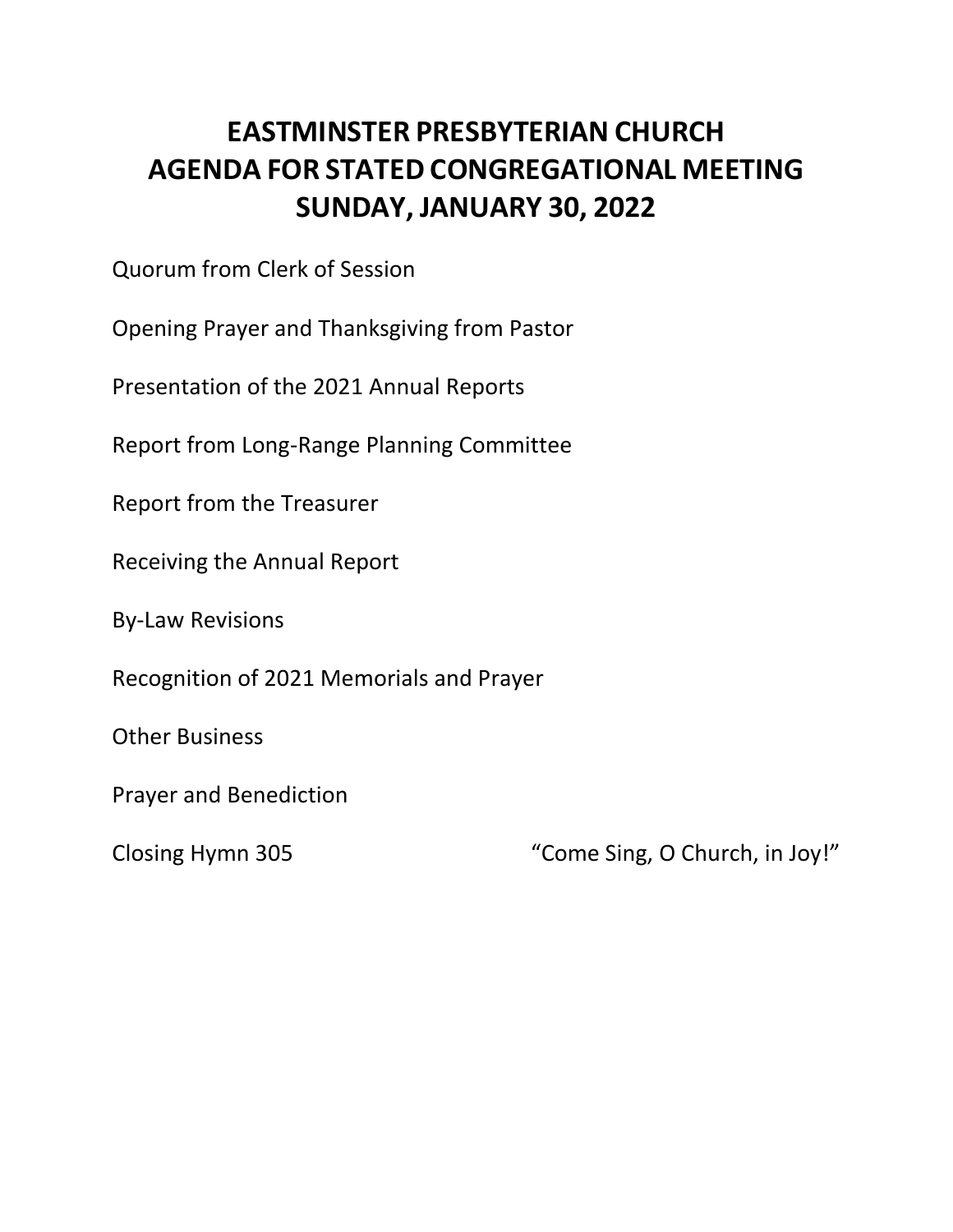# EASTMINSTER PRESBYTERIAN CHURCH
# AGENDA FOR STATED CONGREGATIONAL MEETING
# SUNDAY, JANUARY 30, 2022

Quorum from Clerk of Session

Opening Prayer and Thanksgiving from Pastor

Presentation of the 2021 Annual Reports

Report from Long-Range Planning Committee

Report from the Treasurer

Receiving the Annual Report

By-Law Revisions

Recognition of 2021 Memorials and Prayer

Other Business

Prayer and Benediction

Closing Hymn 305 "Come Sing, O Church, in Joy!"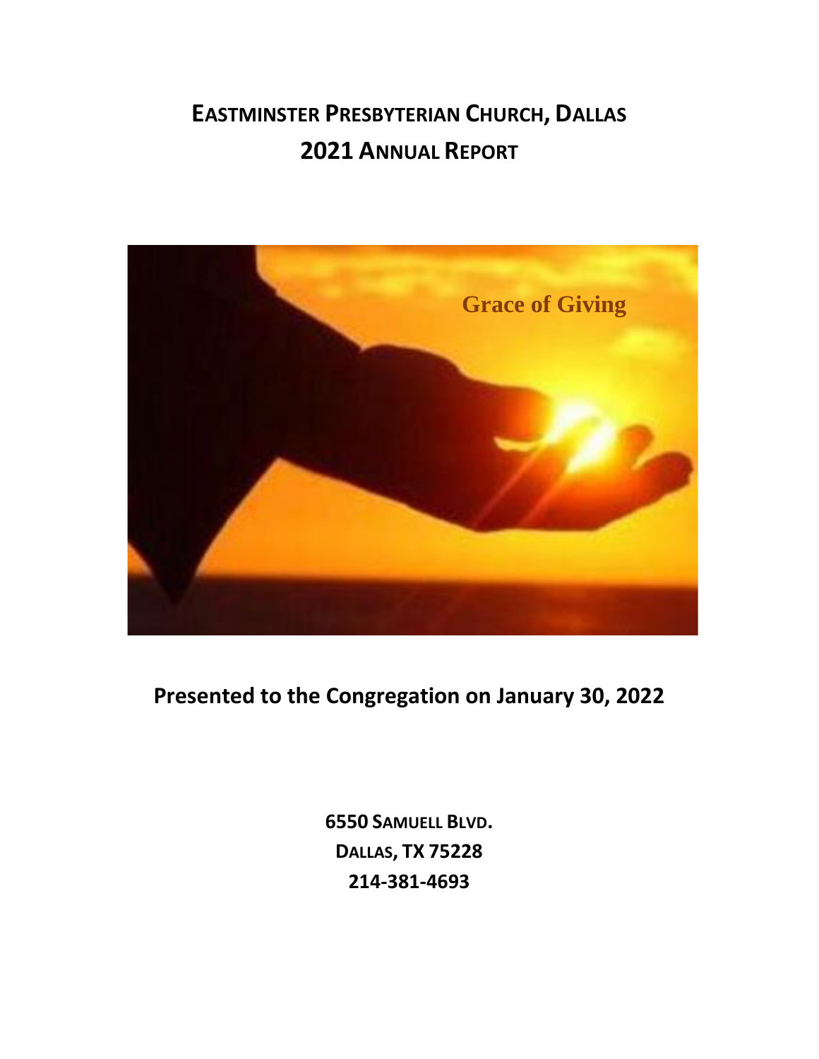# Eastminster Presbyterian Church, Dallas
# 2021 Annual Report

Grace of Giving

**Presented to the Congregation on January 30, 2022**

**6550 Samuell Blvd.**
**Dallas, TX 75228**
**214-381-4693**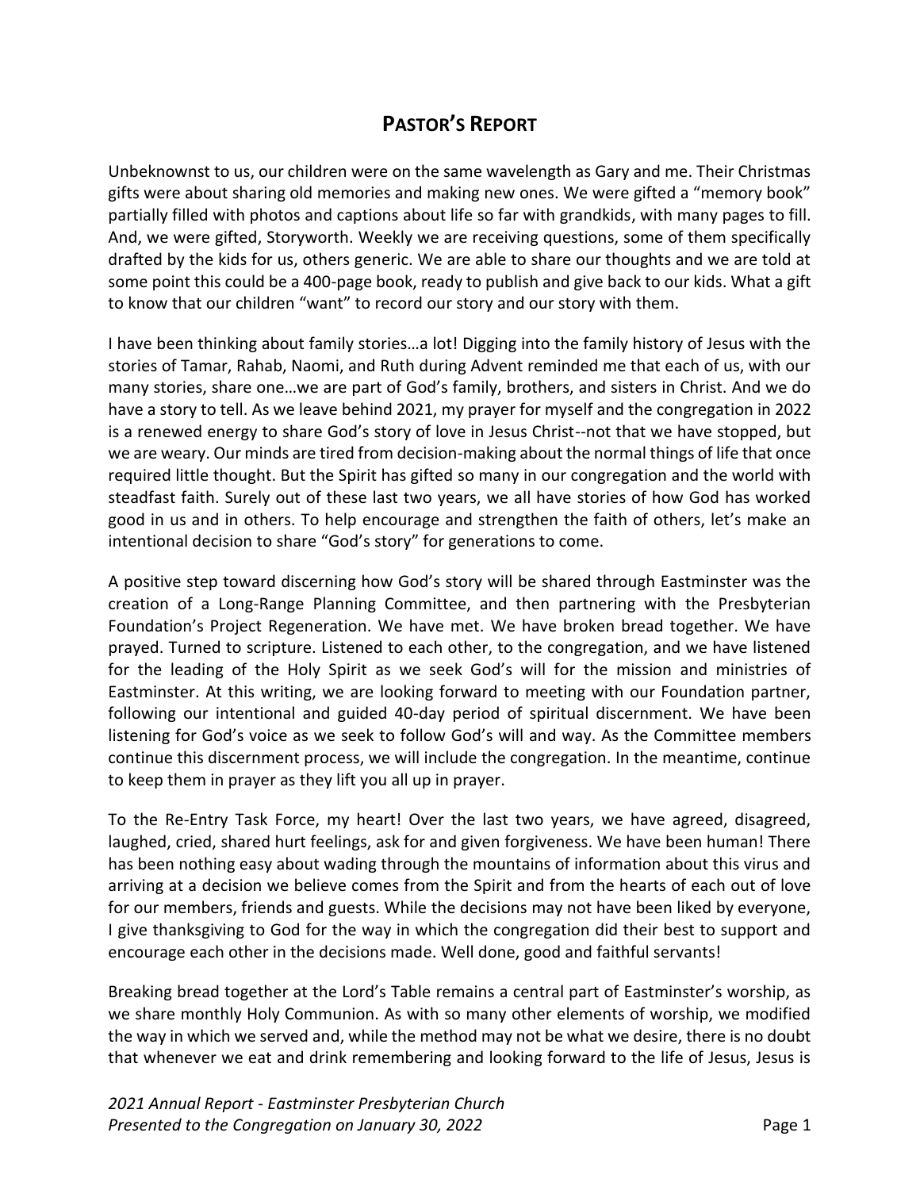## Pastor's Report

Unbeknownst to us, our children were on the same wavelength as Gary and me. Their Christmas gifts were about sharing old memories and making new ones. We were gifted a "memory book" partially filled with photos and captions about life so far with grandkids, with many pages to fill. And, we were gifted, Storyworth. Weekly we are receiving questions, some of them specifically drafted by the kids for us, others generic. We are able to share our thoughts and we are told at some point this could be a 400-page book, ready to publish and give back to our kids. What a gift to know that our children "want" to record our story and our story with them.

I have been thinking about family stories…a lot! Digging into the family history of Jesus with the stories of Tamar, Rahab, Naomi, and Ruth during Advent reminded me that each of us, with our many stories, share one…we are part of God's family, brothers, and sisters in Christ. And we do have a story to tell. As we leave behind 2021, my prayer for myself and the congregation in 2022 is a renewed energy to share God's story of love in Jesus Christ--not that we have stopped, but we are weary. Our minds are tired from decision-making about the normal things of life that once required little thought. But the Spirit has gifted so many in our congregation and the world with steadfast faith. Surely out of these last two years, we all have stories of how God has worked good in us and in others. To help encourage and strengthen the faith of others, let's make an intentional decision to share "God's story" for generations to come.

A positive step toward discerning how God's story will be shared through Eastminster was the creation of a Long-Range Planning Committee, and then partnering with the Presbyterian Foundation's Project Regeneration. We have met. We have broken bread together. We have prayed. Turned to scripture. Listened to each other, to the congregation, and we have listened for the leading of the Holy Spirit as we seek God's will for the mission and ministries of Eastminster. At this writing, we are looking forward to meeting with our Foundation partner, following our intentional and guided 40-day period of spiritual discernment. We have been listening for God's voice as we seek to follow God's will and way. As the Committee members continue this discernment process, we will include the congregation. In the meantime, continue to keep them in prayer as they lift you all up in prayer.

To the Re-Entry Task Force, my heart! Over the last two years, we have agreed, disagreed, laughed, cried, shared hurt feelings, ask for and given forgiveness. We have been human! There has been nothing easy about wading through the mountains of information about this virus and arriving at a decision we believe comes from the Spirit and from the hearts of each out of love for our members, friends and guests. While the decisions may not have been liked by everyone, I give thanksgiving to God for the way in which the congregation did their best to support and encourage each other in the decisions made. Well done, good and faithful servants!

Breaking bread together at the Lord's Table remains a central part of Eastminster's worship, as we share monthly Holy Communion. As with so many other elements of worship, we modified the way in which we served and, while the method may not be what we desire, there is no doubt that whenever we eat and drink remembering and looking forward to the life of Jesus, Jesus is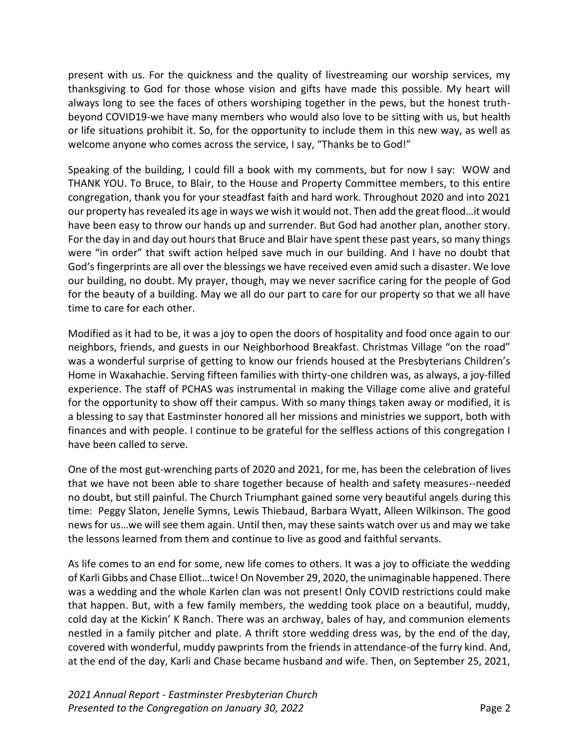present with us. For the quickness and the quality of livestreaming our worship services, my thanksgiving to God for those whose vision and gifts have made this possible. My heart will always long to see the faces of others worshiping together in the pews, but the honest truth-beyond COVID19-we have many members who would also love to be sitting with us, but health or life situations prohibit it. So, for the opportunity to include them in this new way, as well as welcome anyone who comes across the service, I say, "Thanks be to God!"

Speaking of the building, I could fill a book with my comments, but for now I say: WOW and THANK YOU. To Bruce, to Blair, to the House and Property Committee members, to this entire congregation, thank you for your steadfast faith and hard work. Throughout 2020 and into 2021 our property has revealed its age in ways we wish it would not. Then add the great flood…it would have been easy to throw our hands up and surrender. But God had another plan, another story. For the day in and day out hours that Bruce and Blair have spent these past years, so many things were "in order" that swift action helped save much in our building. And I have no doubt that God's fingerprints are all over the blessings we have received even amid such a disaster. We love our building, no doubt. My prayer, though, may we never sacrifice caring for the people of God for the beauty of a building. May we all do our part to care for our property so that we all have time to care for each other.

Modified as it had to be, it was a joy to open the doors of hospitality and food once again to our neighbors, friends, and guests in our Neighborhood Breakfast. Christmas Village "on the road" was a wonderful surprise of getting to know our friends housed at the Presbyterians Children's Home in Waxahachie. Serving fifteen families with thirty-one children was, as always, a joy-filled experience. The staff of PCHAS was instrumental in making the Village come alive and grateful for the opportunity to show off their campus. With so many things taken away or modified, it is a blessing to say that Eastminster honored all her missions and ministries we support, both with finances and with people. I continue to be grateful for the selfless actions of this congregation I have been called to serve.

One of the most gut-wrenching parts of 2020 and 2021, for me, has been the celebration of lives that we have not been able to share together because of health and safety measures--needed no doubt, but still painful. The Church Triumphant gained some very beautiful angels during this time: Peggy Slaton, Jenelle Symns, Lewis Thiebaud, Barbara Wyatt, Alleen Wilkinson. The good news for us…we will see them again. Until then, may these saints watch over us and may we take the lessons learned from them and continue to live as good and faithful servants.

As life comes to an end for some, new life comes to others. It was a joy to officiate the wedding of Karli Gibbs and Chase Elliot…twice! On November 29, 2020, the unimaginable happened. There was a wedding and the whole Karlen clan was not present! Only COVID restrictions could make that happen. But, with a few family members, the wedding took place on a beautiful, muddy, cold day at the Kickin' K Ranch. There was an archway, bales of hay, and communion elements nestled in a family pitcher and plate. A thrift store wedding dress was, by the end of the day, covered with wonderful, muddy pawprints from the friends in attendance-of the furry kind. And, at the end of the day, Karli and Chase became husband and wife. Then, on September 25, 2021,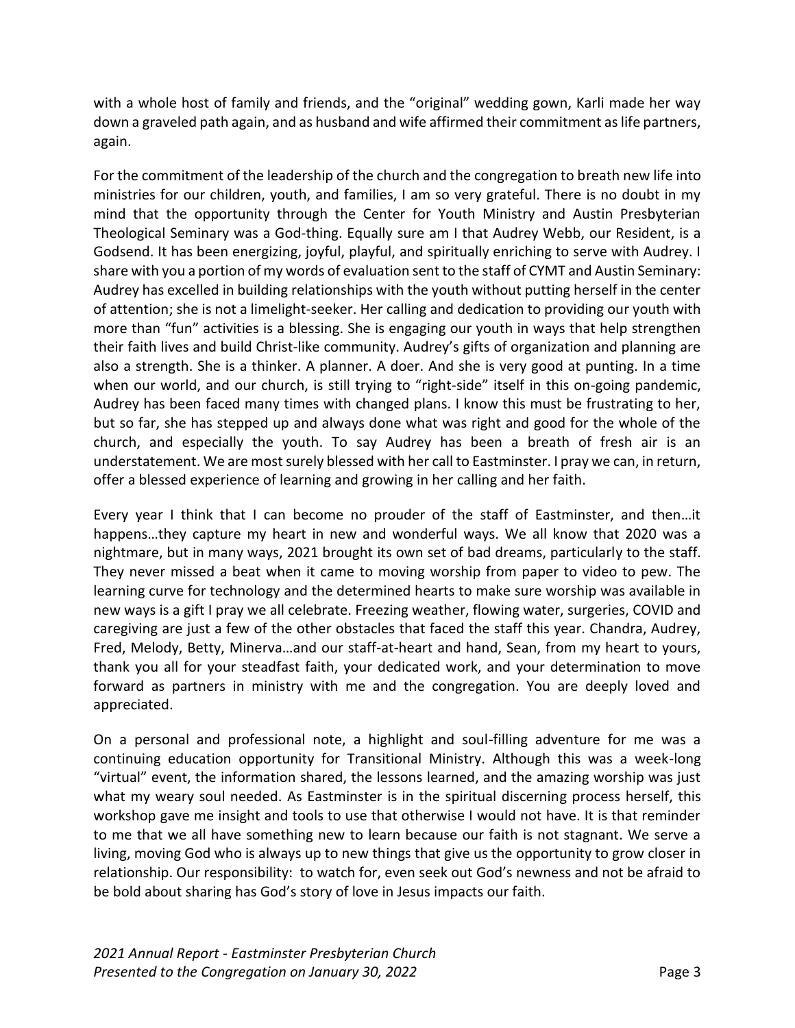with a whole host of family and friends, and the "original" wedding gown, Karli made her way down a graveled path again, and as husband and wife affirmed their commitment as life partners, again.

For the commitment of the leadership of the church and the congregation to breath new life into ministries for our children, youth, and families, I am so very grateful. There is no doubt in my mind that the opportunity through the Center for Youth Ministry and Austin Presbyterian Theological Seminary was a God-thing. Equally sure am I that Audrey Webb, our Resident, is a Godsend. It has been energizing, joyful, playful, and spiritually enriching to serve with Audrey. I share with you a portion of my words of evaluation sent to the staff of CYMT and Austin Seminary: Audrey has excelled in building relationships with the youth without putting herself in the center of attention; she is not a limelight-seeker. Her calling and dedication to providing our youth with more than "fun" activities is a blessing. She is engaging our youth in ways that help strengthen their faith lives and build Christ-like community. Audrey's gifts of organization and planning are also a strength. She is a thinker. A planner. A doer. And she is very good at punting. In a time when our world, and our church, is still trying to "right-side" itself in this on-going pandemic, Audrey has been faced many times with changed plans. I know this must be frustrating to her, but so far, she has stepped up and always done what was right and good for the whole of the church, and especially the youth. To say Audrey has been a breath of fresh air is an understatement. We are most surely blessed with her call to Eastminster. I pray we can, in return, offer a blessed experience of learning and growing in her calling and her faith.

Every year I think that I can become no prouder of the staff of Eastminster, and then…it happens…they capture my heart in new and wonderful ways. We all know that 2020 was a nightmare, but in many ways, 2021 brought its own set of bad dreams, particularly to the staff. They never missed a beat when it came to moving worship from paper to video to pew. The learning curve for technology and the determined hearts to make sure worship was available in new ways is a gift I pray we all celebrate. Freezing weather, flowing water, surgeries, COVID and caregiving are just a few of the other obstacles that faced the staff this year. Chandra, Audrey, Fred, Melody, Betty, Minerva…and our staff-at-heart and hand, Sean, from my heart to yours, thank you all for your steadfast faith, your dedicated work, and your determination to move forward as partners in ministry with me and the congregation. You are deeply loved and appreciated.

On a personal and professional note, a highlight and soul-filling adventure for me was a continuing education opportunity for Transitional Ministry. Although this was a week-long "virtual" event, the information shared, the lessons learned, and the amazing worship was just what my weary soul needed. As Eastminster is in the spiritual discerning process herself, this workshop gave me insight and tools to use that otherwise I would not have. It is that reminder to me that we all have something new to learn because our faith is not stagnant. We serve a living, moving God who is always up to new things that give us the opportunity to grow closer in relationship. Our responsibility: to watch for, even seek out God's newness and not be afraid to be bold about sharing has God's story of love in Jesus impacts our faith.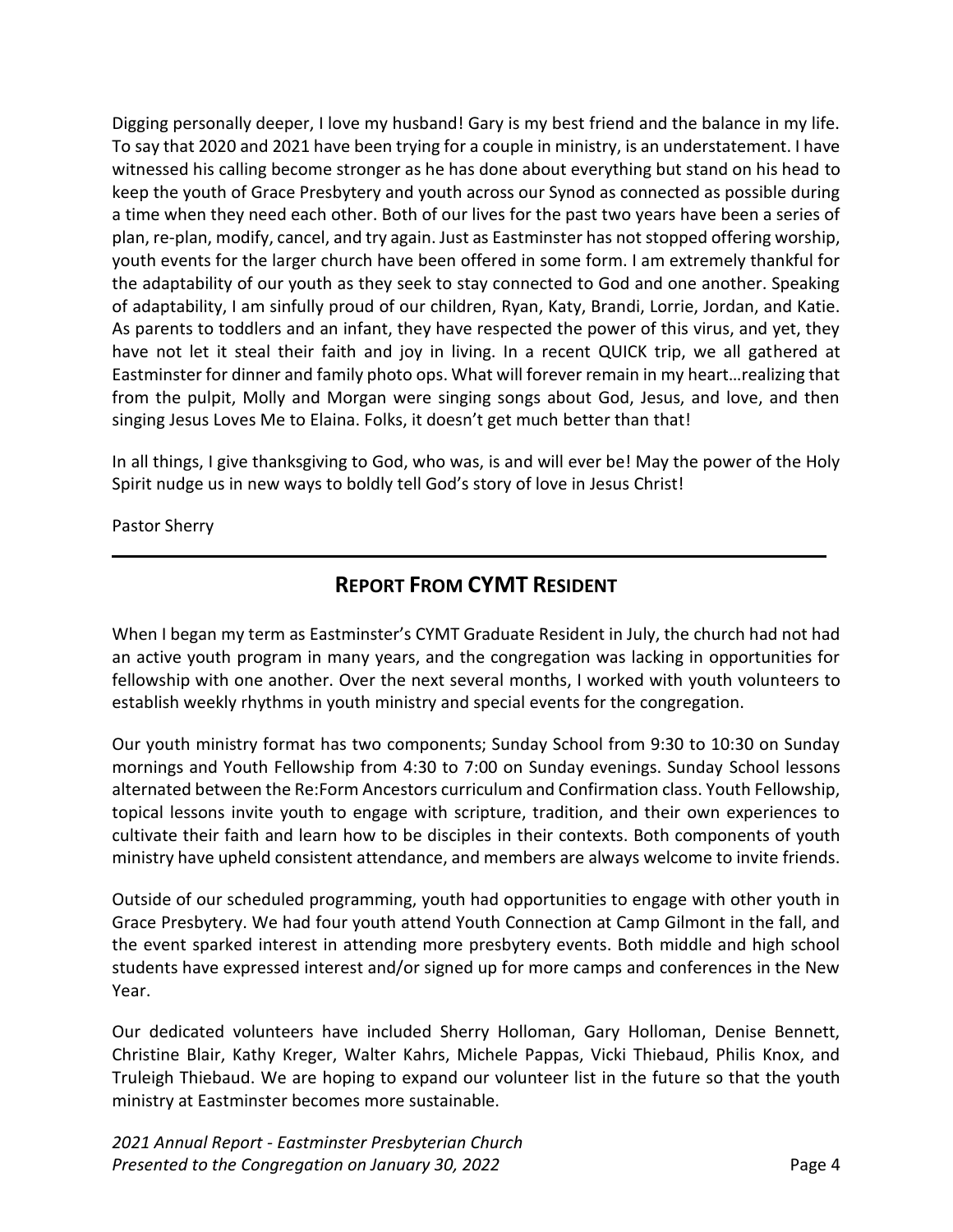Digging personally deeper, I love my husband! Gary is my best friend and the balance in my life. To say that 2020 and 2021 have been trying for a couple in ministry, is an understatement. I have witnessed his calling become stronger as he has done about everything but stand on his head to keep the youth of Grace Presbytery and youth across our Synod as connected as possible during a time when they need each other. Both of our lives for the past two years have been a series of plan, re-plan, modify, cancel, and try again. Just as Eastminster has not stopped offering worship, youth events for the larger church have been offered in some form. I am extremely thankful for the adaptability of our youth as they seek to stay connected to God and one another. Speaking of adaptability, I am sinfully proud of our children, Ryan, Katy, Brandi, Lorrie, Jordan, and Katie. As parents to toddlers and an infant, they have respected the power of this virus, and yet, they have not let it steal their faith and joy in living. In a recent QUICK trip, we all gathered at Eastminster for dinner and family photo ops. What will forever remain in my heart…realizing that from the pulpit, Molly and Morgan were singing songs about God, Jesus, and love, and then singing Jesus Loves Me to Elaina. Folks, it doesn't get much better than that!

In all things, I give thanksgiving to God, who was, is and will ever be! May the power of the Holy Spirit nudge us in new ways to boldly tell God's story of love in Jesus Christ!

Pastor Sherry

---

## REPORT FROM CYMT RESIDENT

When I began my term as Eastminster's CYMT Graduate Resident in July, the church had not had an active youth program in many years, and the congregation was lacking in opportunities for fellowship with one another. Over the next several months, I worked with youth volunteers to establish weekly rhythms in youth ministry and special events for the congregation.

Our youth ministry format has two components; Sunday School from 9:30 to 10:30 on Sunday mornings and Youth Fellowship from 4:30 to 7:00 on Sunday evenings. Sunday School lessons alternated between the Re:Form Ancestors curriculum and Confirmation class. Youth Fellowship, topical lessons invite youth to engage with scripture, tradition, and their own experiences to cultivate their faith and learn how to be disciples in their contexts. Both components of youth ministry have upheld consistent attendance, and members are always welcome to invite friends.

Outside of our scheduled programming, youth had opportunities to engage with other youth in Grace Presbytery. We had four youth attend Youth Connection at Camp Gilmont in the fall, and the event sparked interest in attending more presbytery events. Both middle and high school students have expressed interest and/or signed up for more camps and conferences in the New Year.

Our dedicated volunteers have included Sherry Holloman, Gary Holloman, Denise Bennett, Christine Blair, Kathy Kreger, Walter Kahrs, Michele Pappas, Vicki Thiebaud, Philis Knox, and Truleigh Thiebaud. We are hoping to expand our volunteer list in the future so that the youth ministry at Eastminster becomes more sustainable.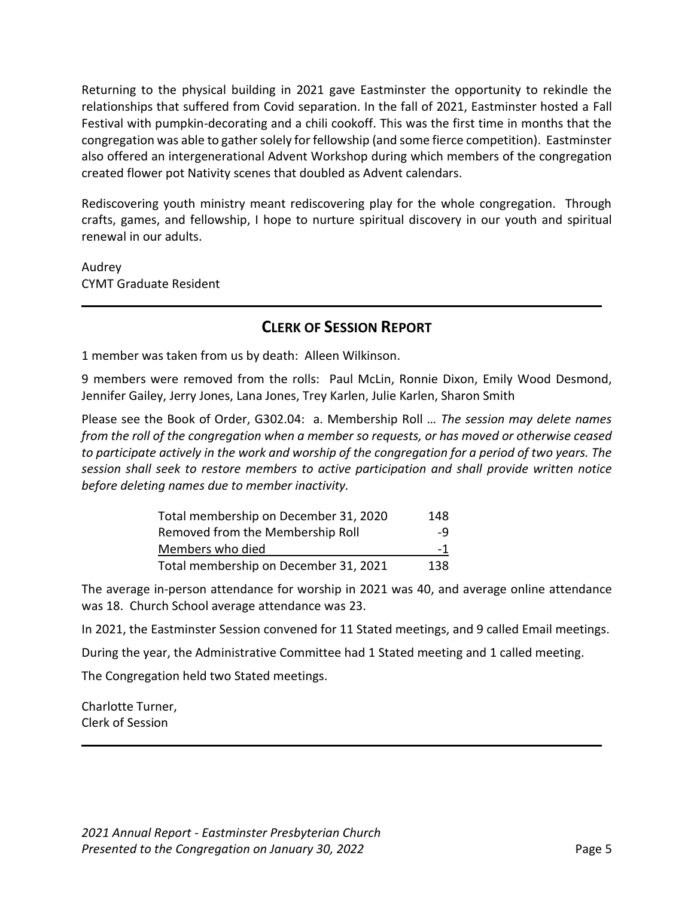Returning to the physical building in 2021 gave Eastminster the opportunity to rekindle the relationships that suffered from Covid separation. In the fall of 2021, Eastminster hosted a Fall Festival with pumpkin-decorating and a chili cookoff. This was the first time in months that the congregation was able to gather solely for fellowship (and some fierce competition). Eastminster also offered an intergenerational Advent Workshop during which members of the congregation created flower pot Nativity scenes that doubled as Advent calendars.

Rediscovering youth ministry meant rediscovering play for the whole congregation. Through crafts, games, and fellowship, I hope to nurture spiritual discovery in our youth and spiritual renewal in our adults.

Audrey
CYMT Graduate Resident

---

## CLERK OF SESSION REPORT

1 member was taken from us by death: Alleen Wilkinson.

9 members were removed from the rolls: Paul McLin, Ronnie Dixon, Emily Wood Desmond, Jennifer Gailey, Jerry Jones, Lana Jones, Trey Karlen, Julie Karlen, Sharon Smith

Please see the Book of Order, G302.04: a. Membership Roll … *The session may delete names from the roll of the congregation when a member so requests, or has moved or otherwise ceased to participate actively in the work and worship of the congregation for a period of two years. The session shall seek to restore members to active participation and shall provide written notice before deleting names due to member inactivity.*

| | |
|---|---|
| Total membership on December 31, 2020 | 148 |
| Removed from the Membership Roll | -9 |
| Members who died | -1 |
| Total membership on December 31, 2021 | 138 |

The average in-person attendance for worship in 2021 was 40, and average online attendance was 18. Church School average attendance was 23.

In 2021, the Eastminster Session convened for 11 Stated meetings, and 9 called Email meetings.

During the year, the Administrative Committee had 1 Stated meeting and 1 called meeting.

The Congregation held two Stated meetings.

Charlotte Turner,
Clerk of Session

---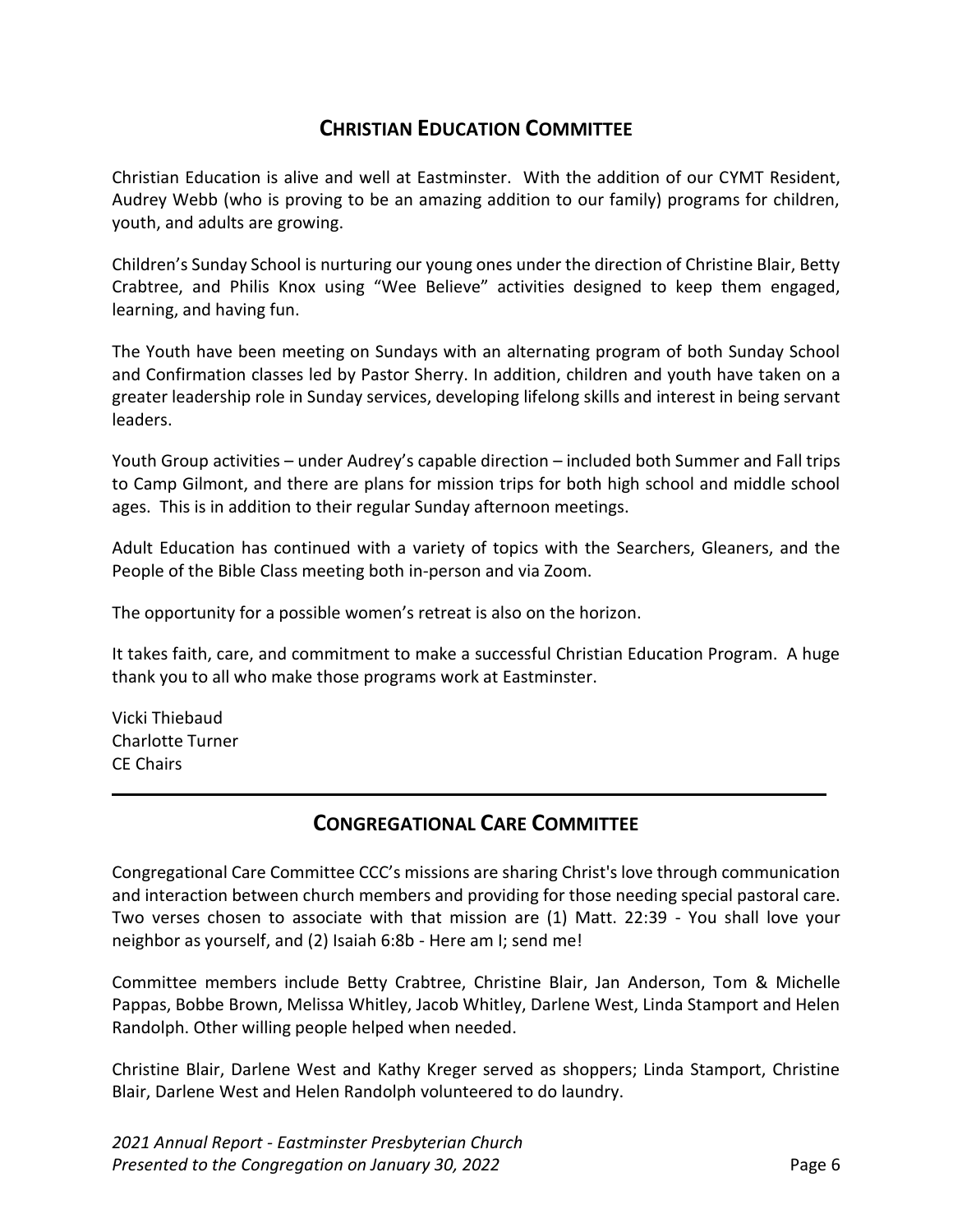## CHRISTIAN EDUCATION COMMITTEE

Christian Education is alive and well at Eastminster. With the addition of our CYMT Resident, Audrey Webb (who is proving to be an amazing addition to our family) programs for children, youth, and adults are growing.

Children's Sunday School is nurturing our young ones under the direction of Christine Blair, Betty Crabtree, and Philis Knox using "Wee Believe" activities designed to keep them engaged, learning, and having fun.

The Youth have been meeting on Sundays with an alternating program of both Sunday School and Confirmation classes led by Pastor Sherry. In addition, children and youth have taken on a greater leadership role in Sunday services, developing lifelong skills and interest in being servant leaders.

Youth Group activities – under Audrey's capable direction – included both Summer and Fall trips to Camp Gilmont, and there are plans for mission trips for both high school and middle school ages. This is in addition to their regular Sunday afternoon meetings.

Adult Education has continued with a variety of topics with the Searchers, Gleaners, and the People of the Bible Class meeting both in-person and via Zoom.

The opportunity for a possible women's retreat is also on the horizon.

It takes faith, care, and commitment to make a successful Christian Education Program. A huge thank you to all who make those programs work at Eastminster.

Vicki Thiebaud
Charlotte Turner
CE Chairs

---

## CONGREGATIONAL CARE COMMITTEE

Congregational Care Committee CCC's missions are sharing Christ's love through communication and interaction between church members and providing for those needing special pastoral care. Two verses chosen to associate with that mission are (1) Matt. 22:39 - You shall love your neighbor as yourself, and (2) Isaiah 6:8b - Here am I; send me!

Committee members include Betty Crabtree, Christine Blair, Jan Anderson, Tom & Michelle Pappas, Bobbe Brown, Melissa Whitley, Jacob Whitley, Darlene West, Linda Stamport and Helen Randolph. Other willing people helped when needed.

Christine Blair, Darlene West and Kathy Kreger served as shoppers; Linda Stamport, Christine Blair, Darlene West and Helen Randolph volunteered to do laundry.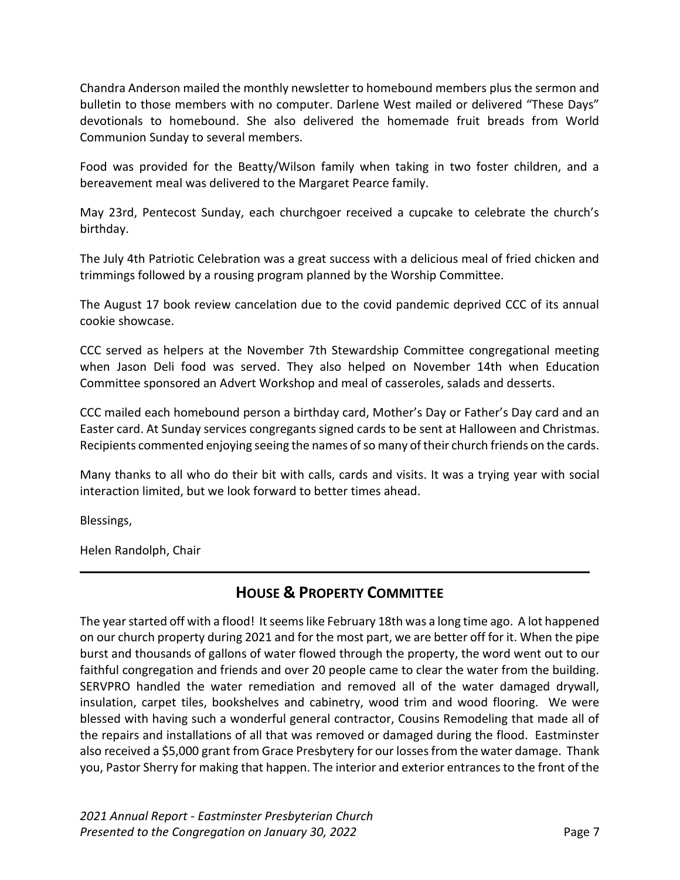Chandra Anderson mailed the monthly newsletter to homebound members plus the sermon and bulletin to those members with no computer. Darlene West mailed or delivered "These Days" devotionals to homebound. She also delivered the homemade fruit breads from World Communion Sunday to several members.

Food was provided for the Beatty/Wilson family when taking in two foster children, and a bereavement meal was delivered to the Margaret Pearce family.

May 23rd, Pentecost Sunday, each churchgoer received a cupcake to celebrate the church's birthday.

The July 4th Patriotic Celebration was a great success with a delicious meal of fried chicken and trimmings followed by a rousing program planned by the Worship Committee.

The August 17 book review cancelation due to the covid pandemic deprived CCC of its annual cookie showcase.

CCC served as helpers at the November 7th Stewardship Committee congregational meeting when Jason Deli food was served. They also helped on November 14th when Education Committee sponsored an Advert Workshop and meal of casseroles, salads and desserts.

CCC mailed each homebound person a birthday card, Mother's Day or Father's Day card and an Easter card. At Sunday services congregants signed cards to be sent at Halloween and Christmas. Recipients commented enjoying seeing the names of so many of their church friends on the cards.

Many thanks to all who do their bit with calls, cards and visits. It was a trying year with social interaction limited, but we look forward to better times ahead.

Blessings,

Helen Randolph, Chair

---

## HOUSE & PROPERTY COMMITTEE

The year started off with a flood! It seems like February 18th was a long time ago. A lot happened on our church property during 2021 and for the most part, we are better off for it. When the pipe burst and thousands of gallons of water flowed through the property, the word went out to our faithful congregation and friends and over 20 people came to clear the water from the building. SERVPRO handled the water remediation and removed all of the water damaged drywall, insulation, carpet tiles, bookshelves and cabinetry, wood trim and wood flooring. We were blessed with having such a wonderful general contractor, Cousins Remodeling that made all of the repairs and installations of all that was removed or damaged during the flood. Eastminster also received a $5,000 grant from Grace Presbytery for our losses from the water damage. Thank you, Pastor Sherry for making that happen. The interior and exterior entrances to the front of the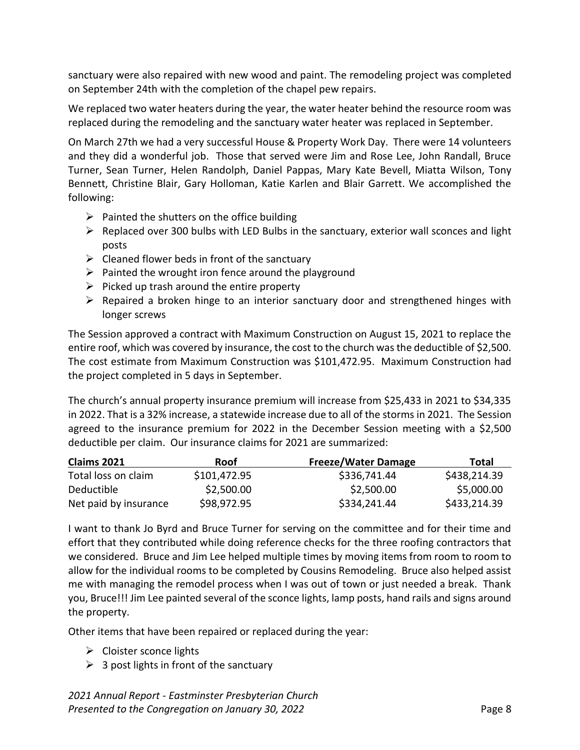sanctuary were also repaired with new wood and paint. The remodeling project was completed on September 24th with the completion of the chapel pew repairs.

We replaced two water heaters during the year, the water heater behind the resource room was replaced during the remodeling and the sanctuary water heater was replaced in September.

On March 27th we had a very successful House & Property Work Day. There were 14 volunteers and they did a wonderful job. Those that served were Jim and Rose Lee, John Randall, Bruce Turner, Sean Turner, Helen Randolph, Daniel Pappas, Mary Kate Bevell, Miatta Wilson, Tony Bennett, Christine Blair, Gary Holloman, Katie Karlen and Blair Garrett. We accomplished the following:

- Painted the shutters on the office building
- Replaced over 300 bulbs with LED Bulbs in the sanctuary, exterior wall sconces and light posts
- Cleaned flower beds in front of the sanctuary
- Painted the wrought iron fence around the playground
- Picked up trash around the entire property
- Repaired a broken hinge to an interior sanctuary door and strengthened hinges with longer screws

The Session approved a contract with Maximum Construction on August 15, 2021 to replace the entire roof, which was covered by insurance, the cost to the church was the deductible of $2,500. The cost estimate from Maximum Construction was $101,472.95. Maximum Construction had the project completed in 5 days in September.

The church's annual property insurance premium will increase from $25,433 in 2021 to $34,335 in 2022. That is a 32% increase, a statewide increase due to all of the storms in 2021. The Session agreed to the insurance premium for 2022 in the December Session meeting with a $2,500 deductible per claim. Our insurance claims for 2021 are summarized:

| **Claims 2021** | **Roof** | **Freeze/Water Damage** | **Total** |
|---|---|---|---|
| Total loss on claim | $101,472.95 | $336,741.44 | $438,214.39 |
| Deductible | $2,500.00 | $2,500.00 | $5,000.00 |
| Net paid by insurance | $98,972.95 | $334,241.44 | $433,214.39 |

I want to thank Jo Byrd and Bruce Turner for serving on the committee and for their time and effort that they contributed while doing reference checks for the three roofing contractors that we considered. Bruce and Jim Lee helped multiple times by moving items from room to room to allow for the individual rooms to be completed by Cousins Remodeling. Bruce also helped assist me with managing the remodel process when I was out of town or just needed a break. Thank you, Bruce!!! Jim Lee painted several of the sconce lights, lamp posts, hand rails and signs around the property.

Other items that have been repaired or replaced during the year:

- Cloister sconce lights
- 3 post lights in front of the sanctuary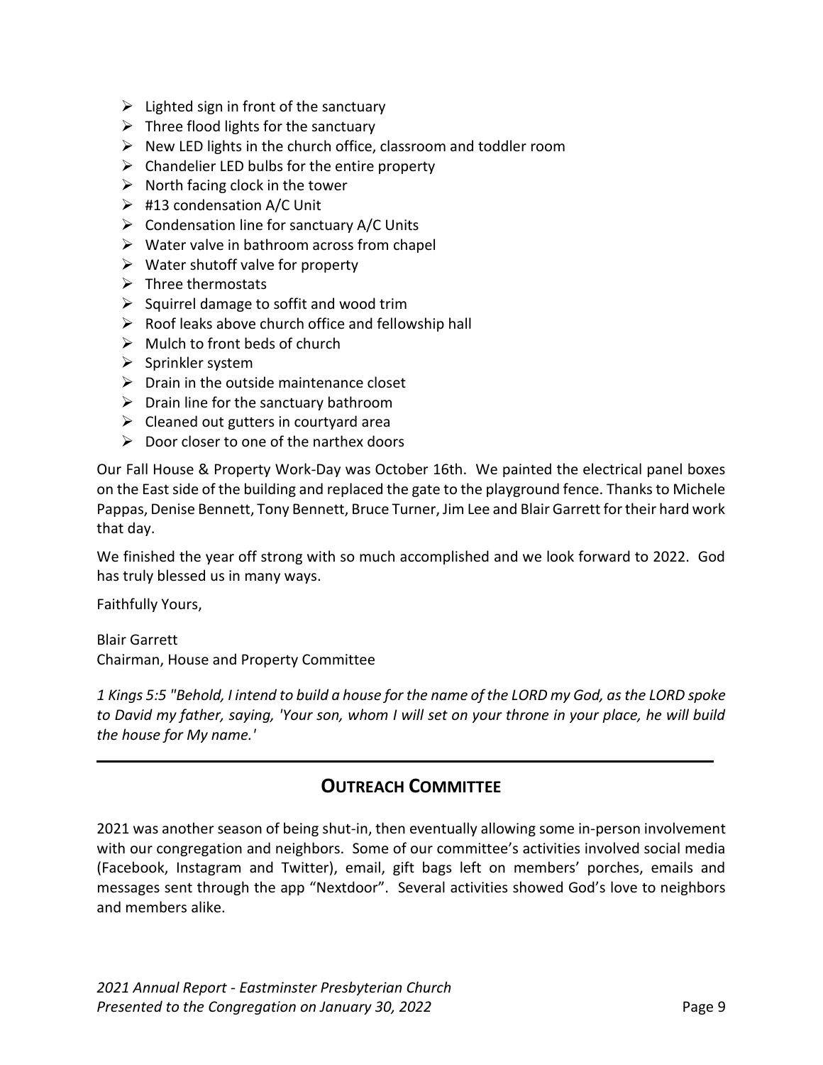- Lighted sign in front of the sanctuary
- Three flood lights for the sanctuary
- New LED lights in the church office, classroom and toddler room
- Chandelier LED bulbs for the entire property
- North facing clock in the tower
- #13 condensation A/C Unit
- Condensation line for sanctuary A/C Units
- Water valve in bathroom across from chapel
- Water shutoff valve for property
- Three thermostats
- Squirrel damage to soffit and wood trim
- Roof leaks above church office and fellowship hall
- Mulch to front beds of church
- Sprinkler system
- Drain in the outside maintenance closet
- Drain line for the sanctuary bathroom
- Cleaned out gutters in courtyard area
- Door closer to one of the narthex doors

Our Fall House & Property Work-Day was October 16th. We painted the electrical panel boxes on the East side of the building and replaced the gate to the playground fence. Thanks to Michele Pappas, Denise Bennett, Tony Bennett, Bruce Turner, Jim Lee and Blair Garrett for their hard work that day.

We finished the year off strong with so much accomplished and we look forward to 2022. God has truly blessed us in many ways.

Faithfully Yours,

Blair Garrett
Chairman, House and Property Committee

*1 Kings 5:5 "Behold, I intend to build a house for the name of the LORD my God, as the LORD spoke to David my father, saying, 'Your son, whom I will set on your throne in your place, he will build the house for My name.'*

---

## OUTREACH COMMITTEE

2021 was another season of being shut-in, then eventually allowing some in-person involvement with our congregation and neighbors. Some of our committee's activities involved social media (Facebook, Instagram and Twitter), email, gift bags left on members' porches, emails and messages sent through the app "Nextdoor". Several activities showed God's love to neighbors and members alike.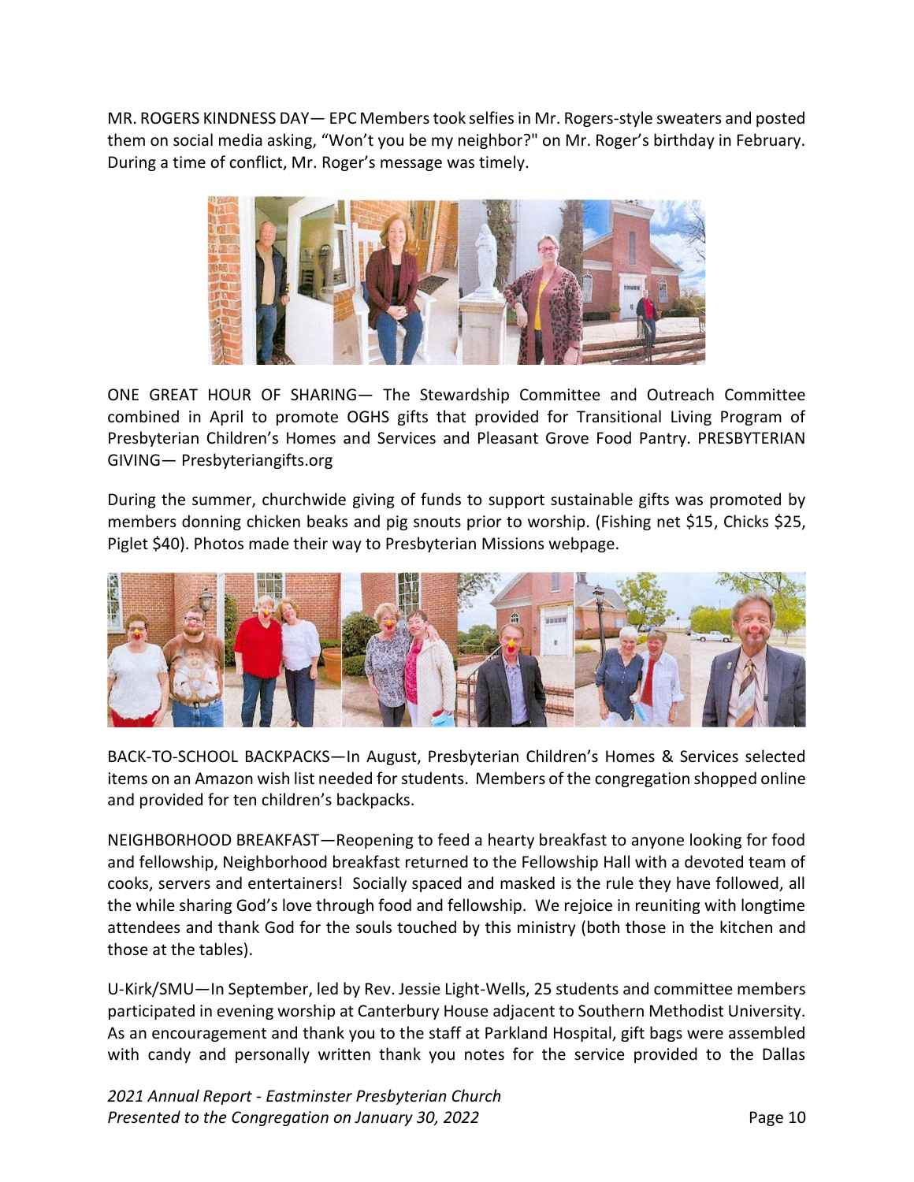MR. ROGERS KINDNESS DAY— EPC Members took selfies in Mr. Rogers-style sweaters and posted them on social media asking, "Won't you be my neighbor?" on Mr. Roger's birthday in February. During a time of conflict, Mr. Roger's message was timely.

ONE GREAT HOUR OF SHARING— The Stewardship Committee and Outreach Committee combined in April to promote OGHS gifts that provided for Transitional Living Program of Presbyterian Children's Homes and Services and Pleasant Grove Food Pantry. PRESBYTERIAN GIVING— Presbyteriangifts.org

During the summer, churchwide giving of funds to support sustainable gifts was promoted by members donning chicken beaks and pig snouts prior to worship. (Fishing net $15, Chicks $25, Piglet $40). Photos made their way to Presbyterian Missions webpage.

BACK-TO-SCHOOL BACKPACKS—In August, Presbyterian Children's Homes & Services selected items on an Amazon wish list needed for students. Members of the congregation shopped online and provided for ten children's backpacks.

NEIGHBORHOOD BREAKFAST—Reopening to feed a hearty breakfast to anyone looking for food and fellowship, Neighborhood breakfast returned to the Fellowship Hall with a devoted team of cooks, servers and entertainers! Socially spaced and masked is the rule they have followed, all the while sharing God's love through food and fellowship. We rejoice in reuniting with longtime attendees and thank God for the souls touched by this ministry (both those in the kitchen and those at the tables).

U-Kirk/SMU—In September, led by Rev. Jessie Light-Wells, 25 students and committee members participated in evening worship at Canterbury House adjacent to Southern Methodist University. As an encouragement and thank you to the staff at Parkland Hospital, gift bags were assembled with candy and personally written thank you notes for the service provided to the Dallas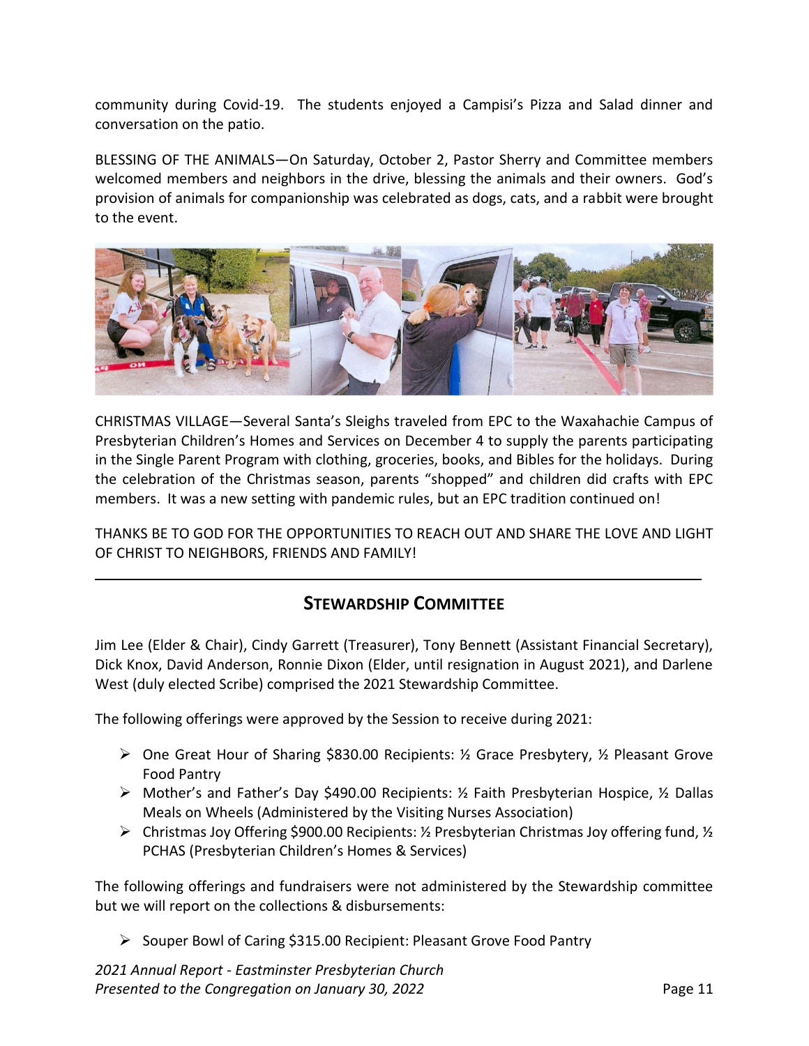community during Covid-19. The students enjoyed a Campisi's Pizza and Salad dinner and conversation on the patio.

BLESSING OF THE ANIMALS—On Saturday, October 2, Pastor Sherry and Committee members welcomed members and neighbors in the drive, blessing the animals and their owners. God's provision of animals for companionship was celebrated as dogs, cats, and a rabbit were brought to the event.

CHRISTMAS VILLAGE—Several Santa's Sleighs traveled from EPC to the Waxahachie Campus of Presbyterian Children's Homes and Services on December 4 to supply the parents participating in the Single Parent Program with clothing, groceries, books, and Bibles for the holidays. During the celebration of the Christmas season, parents "shopped" and children did crafts with EPC members. It was a new setting with pandemic rules, but an EPC tradition continued on!

THANKS BE TO GOD FOR THE OPPORTUNITIES TO REACH OUT AND SHARE THE LOVE AND LIGHT OF CHRIST TO NEIGHBORS, FRIENDS AND FAMILY!

---

## STEWARDSHIP COMMITTEE

Jim Lee (Elder & Chair), Cindy Garrett (Treasurer), Tony Bennett (Assistant Financial Secretary), Dick Knox, David Anderson, Ronnie Dixon (Elder, until resignation in August 2021), and Darlene West (duly elected Scribe) comprised the 2021 Stewardship Committee.

The following offerings were approved by the Session to receive during 2021:

- One Great Hour of Sharing $830.00 Recipients: ½ Grace Presbytery, ½ Pleasant Grove Food Pantry
- Mother's and Father's Day $490.00 Recipients: ½ Faith Presbyterian Hospice, ½ Dallas Meals on Wheels (Administered by the Visiting Nurses Association)
- Christmas Joy Offering $900.00 Recipients: ½ Presbyterian Christmas Joy offering fund, ½ PCHAS (Presbyterian Children's Homes & Services)

The following offerings and fundraisers were not administered by the Stewardship committee but we will report on the collections & disbursements:

- Souper Bowl of Caring $315.00 Recipient: Pleasant Grove Food Pantry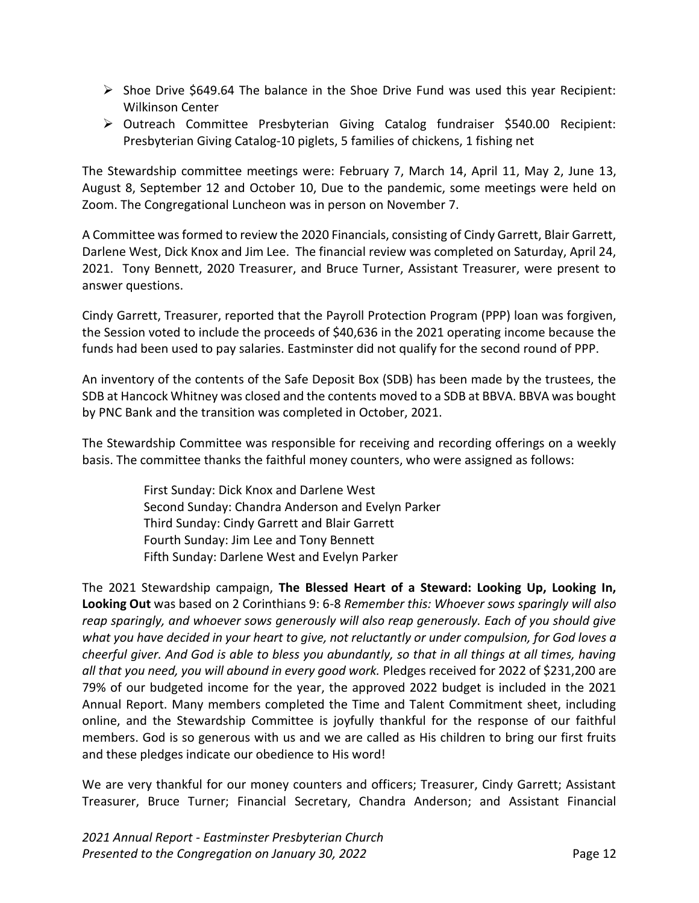- Shoe Drive $649.64 The balance in the Shoe Drive Fund was used this year Recipient: Wilkinson Center
- Outreach Committee Presbyterian Giving Catalog fundraiser $540.00 Recipient: Presbyterian Giving Catalog-10 piglets, 5 families of chickens, 1 fishing net

The Stewardship committee meetings were: February 7, March 14, April 11, May 2, June 13, August 8, September 12 and October 10, Due to the pandemic, some meetings were held on Zoom. The Congregational Luncheon was in person on November 7.

A Committee was formed to review the 2020 Financials, consisting of Cindy Garrett, Blair Garrett, Darlene West, Dick Knox and Jim Lee. The financial review was completed on Saturday, April 24, 2021. Tony Bennett, 2020 Treasurer, and Bruce Turner, Assistant Treasurer, were present to answer questions.

Cindy Garrett, Treasurer, reported that the Payroll Protection Program (PPP) loan was forgiven, the Session voted to include the proceeds of $40,636 in the 2021 operating income because the funds had been used to pay salaries. Eastminster did not qualify for the second round of PPP.

An inventory of the contents of the Safe Deposit Box (SDB) has been made by the trustees, the SDB at Hancock Whitney was closed and the contents moved to a SDB at BBVA. BBVA was bought by PNC Bank and the transition was completed in October, 2021.

The Stewardship Committee was responsible for receiving and recording offerings on a weekly basis. The committee thanks the faithful money counters, who were assigned as follows:

First Sunday: Dick Knox and Darlene West
Second Sunday: Chandra Anderson and Evelyn Parker
Third Sunday: Cindy Garrett and Blair Garrett
Fourth Sunday: Jim Lee and Tony Bennett
Fifth Sunday: Darlene West and Evelyn Parker

The 2021 Stewardship campaign, **The Blessed Heart of a Steward: Looking Up, Looking In, Looking Out** was based on 2 Corinthians 9: 6-8 *Remember this: Whoever sows sparingly will also reap sparingly, and whoever sows generously will also reap generously. Each of you should give what you have decided in your heart to give, not reluctantly or under compulsion, for God loves a cheerful giver. And God is able to bless you abundantly, so that in all things at all times, having all that you need, you will abound in every good work.* Pledges received for 2022 of $231,200 are 79% of our budgeted income for the year, the approved 2022 budget is included in the 2021 Annual Report. Many members completed the Time and Talent Commitment sheet, including online, and the Stewardship Committee is joyfully thankful for the response of our faithful members. God is so generous with us and we are called as His children to bring our first fruits and these pledges indicate our obedience to His word!

We are very thankful for our money counters and officers; Treasurer, Cindy Garrett; Assistant Treasurer, Bruce Turner; Financial Secretary, Chandra Anderson; and Assistant Financial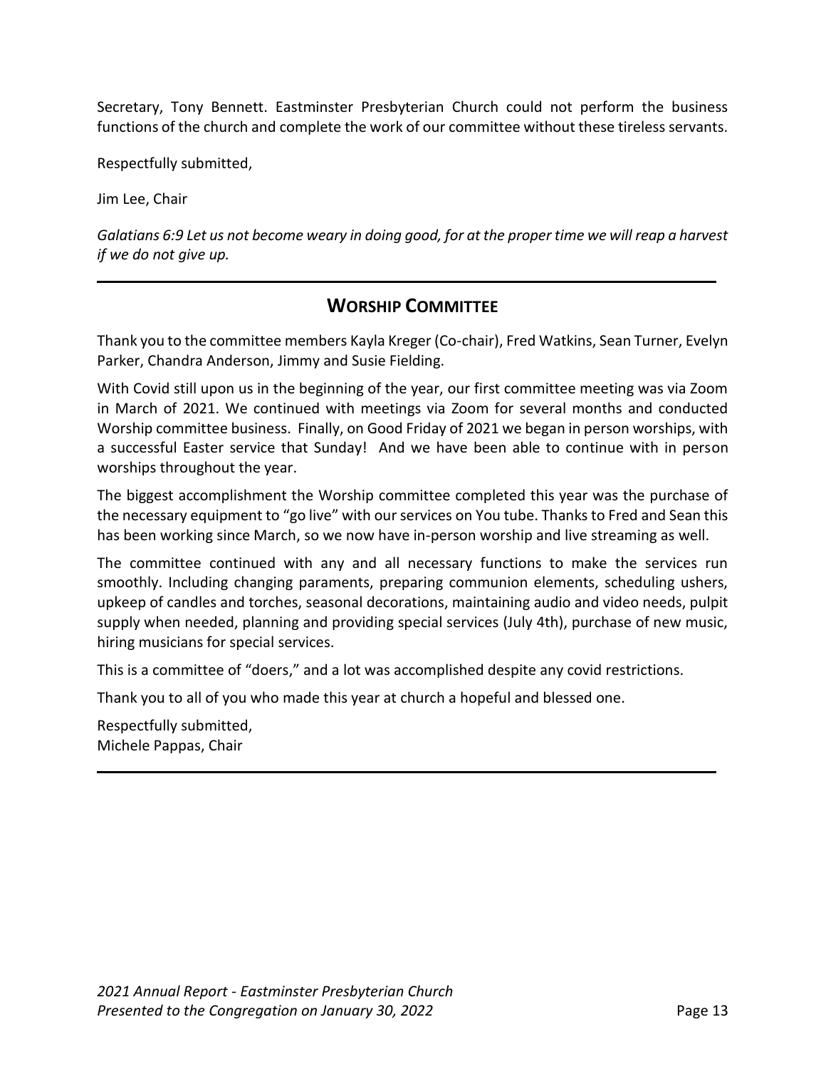Secretary, Tony Bennett. Eastminster Presbyterian Church could not perform the business functions of the church and complete the work of our committee without these tireless servants.

Respectfully submitted,

Jim Lee, Chair

*Galatians 6:9 Let us not become weary in doing good, for at the proper time we will reap a harvest if we do not give up.*

---

## WORSHIP COMMITTEE

Thank you to the committee members Kayla Kreger (Co-chair), Fred Watkins, Sean Turner, Evelyn Parker, Chandra Anderson, Jimmy and Susie Fielding.

With Covid still upon us in the beginning of the year, our first committee meeting was via Zoom in March of 2021. We continued with meetings via Zoom for several months and conducted Worship committee business. Finally, on Good Friday of 2021 we began in person worships, with a successful Easter service that Sunday! And we have been able to continue with in person worships throughout the year.

The biggest accomplishment the Worship committee completed this year was the purchase of the necessary equipment to "go live" with our services on You tube. Thanks to Fred and Sean this has been working since March, so we now have in-person worship and live streaming as well.

The committee continued with any and all necessary functions to make the services run smoothly. Including changing paraments, preparing communion elements, scheduling ushers, upkeep of candles and torches, seasonal decorations, maintaining audio and video needs, pulpit supply when needed, planning and providing special services (July 4th), purchase of new music, hiring musicians for special services.

This is a committee of "doers," and a lot was accomplished despite any covid restrictions.

Thank you to all of you who made this year at church a hopeful and blessed one.

Respectfully submitted,
Michele Pappas, Chair

---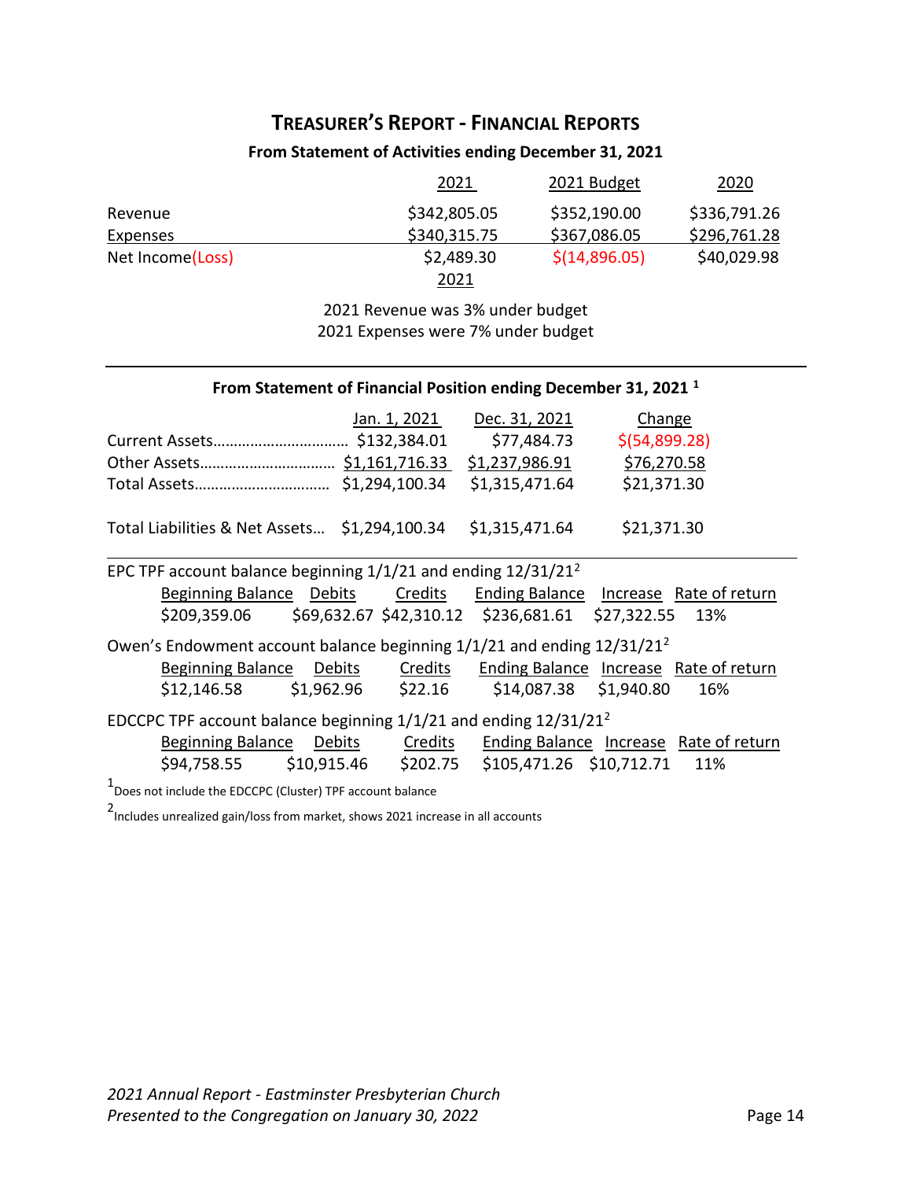# TREASURER'S REPORT - FINANCIAL REPORTS

**From Statement of Activities ending December 31, 2021**

| | 2021 | 2021 Budget | 2020 |
|---|---|---|---|
| Revenue | $342,805.05 | $352,190.00 | $336,791.26 |
| Expenses | $340,315.75 | $367,086.05 | $296,761.28 |
| Net Income(Loss) | $2,489.30 | $(14,896.05) | $40,029.98 |

2021

2021 Revenue was 3% under budget
2021 Expenses were 7% under budget

---

**From Statement of Financial Position ending December 31, 2021** [1]

| | Jan. 1, 2021 | Dec. 31, 2021 | Change |
|---|---|---|---|
| Current Assets................................ | $132,384.01 | $77,484.73 | $(54,899.28) |
| Other Assets................................ | $1,161,716.33 | $1,237,986.91 | $76,270.58 |
| Total Assets................................ | $1,294,100.34 | $1,315,471.64 | $21,371.30 |
| Total Liabilities & Net Assets... | $1,294,100.34 | $1,315,471.64 | $21,371.30 |

---

EPC TPF account balance beginning 1/1/21 and ending 12/31/21[2]

| Beginning Balance | Debits | Credits | Ending Balance | Increase | Rate of return |
|---|---|---|---|---|---|
| $209,359.06 | $69,632.67 | $42,310.12 | $236,681.61 | $27,322.55 | 13% |

Owen's Endowment account balance beginning 1/1/21 and ending 12/31/21[2]

| Beginning Balance | Debits | Credits | Ending Balance | Increase | Rate of return |
|---|---|---|---|---|---|
| $12,146.58 | $1,962.96 | $22.16 | $14,087.38 | $1,940.80 | 16% |

EDCCPC TPF account balance beginning 1/1/21 and ending 12/31/21[2]

| Beginning Balance | Debits | Credits | Ending Balance | Increase | Rate of return |
|---|---|---|---|---|---|
| $94,758.55 | $10,915.46 | $202.75 | $105,471.26 | $10,712.71 | 11% |

[1] Does not include the EDCCPC (Cluster) TPF account balance

[2] Includes unrealized gain/loss from market, shows 2021 increase in all accounts

*2021 Annual Report - Eastminster Presbyterian Church*
*Presented to the Congregation on January 30, 2022*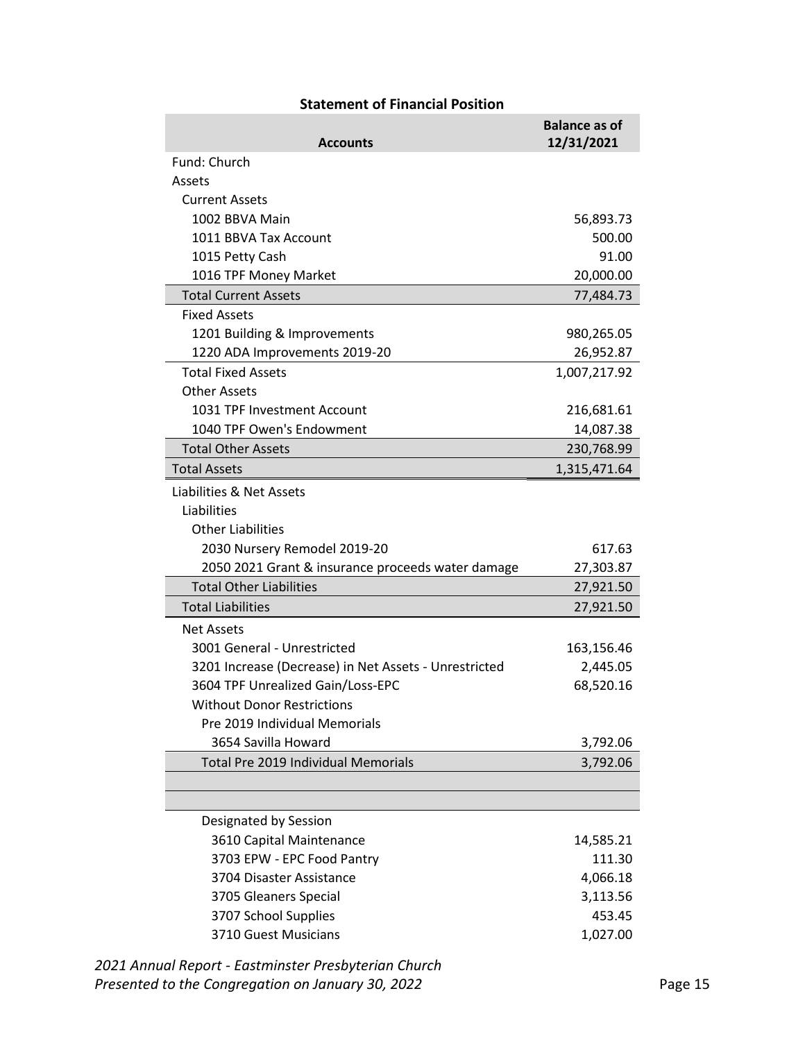## Statement of Financial Position

| Accounts | Balance as of 12/31/2021 |
|---|---|
| Fund: Church | |
| Assets | |
| Current Assets | |
| 1002 BBVA Main | 56,893.73 |
| 1011 BBVA Tax Account | 500.00 |
| 1015 Petty Cash | 91.00 |
| 1016 TPF Money Market | 20,000.00 |
| Total Current Assets | 77,484.73 |
| Fixed Assets | |
| 1201 Building & Improvements | 980,265.05 |
| 1220 ADA Improvements 2019-20 | 26,952.87 |
| Total Fixed Assets | 1,007,217.92 |
| Other Assets | |
| 1031 TPF Investment Account | 216,681.61 |
| 1040 TPF Owen's Endowment | 14,087.38 |
| Total Other Assets | 230,768.99 |
| Total Assets | 1,315,471.64 |
| Liabilities & Net Assets | |
| Liabilities | |
| Other Liabilities | |
| 2030 Nursery Remodel 2019-20 | 617.63 |
| 2050 2021 Grant & insurance proceeds water damage | 27,303.87 |
| Total Other Liabilities | 27,921.50 |
| Total Liabilities | 27,921.50 |
| Net Assets | |
| 3001 General - Unrestricted | 163,156.46 |
| 3201 Increase (Decrease) in Net Assets - Unrestricted | 2,445.05 |
| 3604 TPF Unrealized Gain/Loss-EPC | 68,520.16 |
| Without Donor Restrictions | |
| Pre 2019 Individual Memorials | |
| 3654 Savilla Howard | 3,792.06 |
| Total Pre 2019 Individual Memorials | 3,792.06 |
| | |
| | |
| Designated by Session | |
| 3610 Capital Maintenance | 14,585.21 |
| 3703 EPW - EPC Food Pantry | 111.30 |
| 3704 Disaster Assistance | 4,066.18 |
| 3705 Gleaners Special | 3,113.56 |
| 3707 School Supplies | 453.45 |
| 3710 Guest Musicians | 1,027.00 |

*2021 Annual Report - Eastminster Presbyterian Church*
*Presented to the Congregation on January 30, 2022*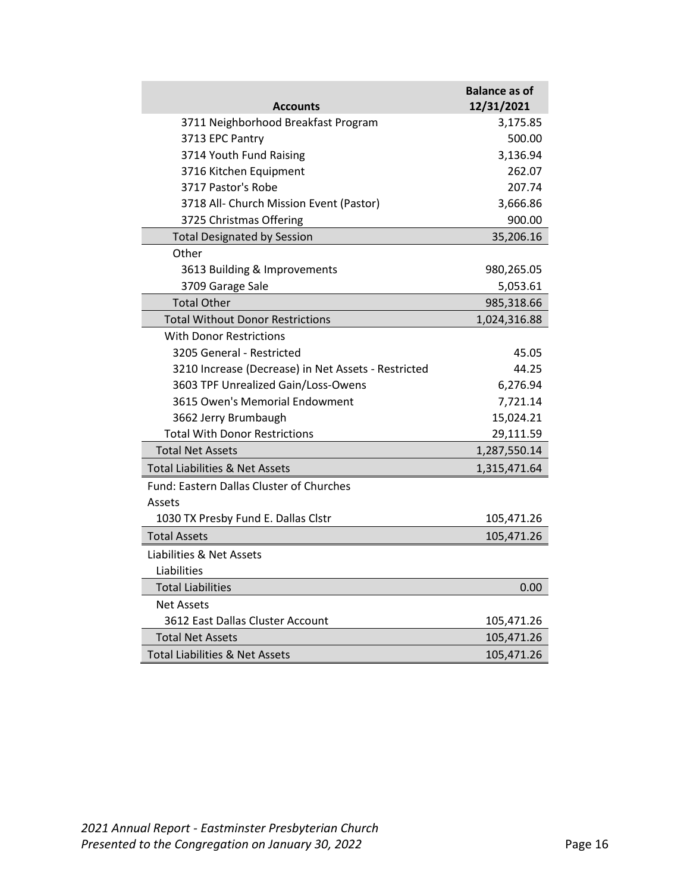| Accounts | Balance as of 12/31/2021 |
| --- | --- |
| 3711 Neighborhood Breakfast Program | 3,175.85 |
| 3713 EPC Pantry | 500.00 |
| 3714 Youth Fund Raising | 3,136.94 |
| 3716 Kitchen Equipment | 262.07 |
| 3717 Pastor's Robe | 207.74 |
| 3718 All- Church Mission Event (Pastor) | 3,666.86 |
| 3725 Christmas Offering | 900.00 |
| Total Designated by Session | 35,206.16 |
| Other | |
| 3613 Building & Improvements | 980,265.05 |
| 3709 Garage Sale | 5,053.61 |
| Total Other | 985,318.66 |
| Total Without Donor Restrictions | 1,024,316.88 |
| With Donor Restrictions | |
| 3205 General - Restricted | 45.05 |
| 3210 Increase (Decrease) in Net Assets - Restricted | 44.25 |
| 3603 TPF Unrealized Gain/Loss-Owens | 6,276.94 |
| 3615 Owen's Memorial Endowment | 7,721.14 |
| 3662 Jerry Brumbaugh | 15,024.21 |
| Total With Donor Restrictions | 29,111.59 |
| Total Net Assets | 1,287,550.14 |
| Total Liabilities & Net Assets | 1,315,471.64 |
| Fund: Eastern Dallas Cluster of Churches | |
| Assets | |
| 1030 TX Presby Fund E. Dallas Clstr | 105,471.26 |
| Total Assets | 105,471.26 |
| Liabilities & Net Assets | |
| Liabilities | |
| Total Liabilities | 0.00 |
| Net Assets | |
| 3612 East Dallas Cluster Account | 105,471.26 |
| Total Net Assets | 105,471.26 |
| Total Liabilities & Net Assets | 105,471.26 |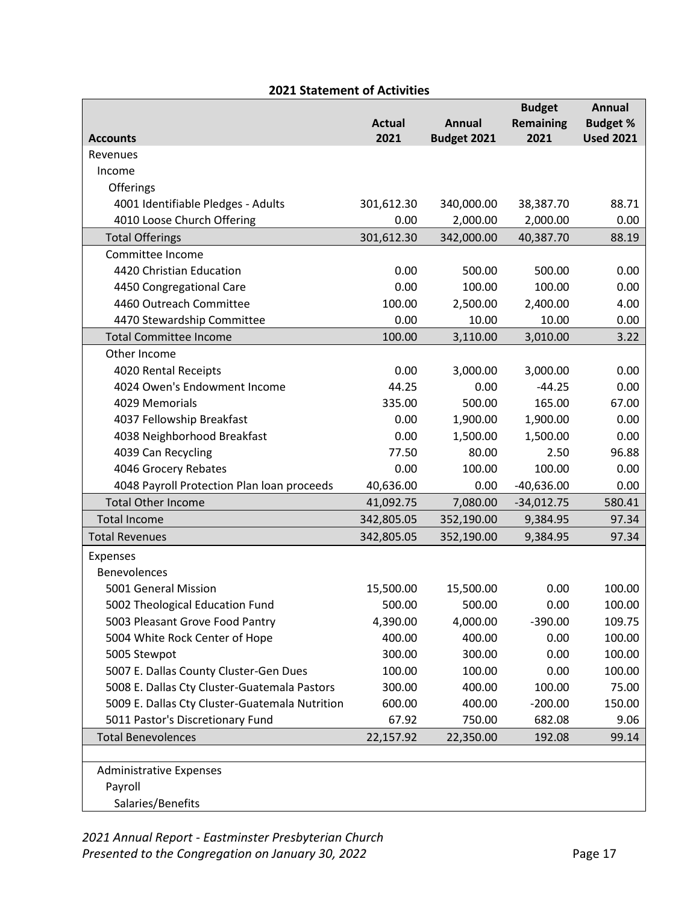## 2021 Statement of Activities

| Accounts | Actual 2021 | Annual Budget 2021 | Budget Remaining 2021 | Annual Budget % Used 2021 |
|---|---|---|---|---|
| Revenues | | | | |
| Income | | | | |
| Offerings | | | | |
| 4001 Identifiable Pledges - Adults | 301,612.30 | 340,000.00 | 38,387.70 | 88.71 |
| 4010 Loose Church Offering | 0.00 | 2,000.00 | 2,000.00 | 0.00 |
| Total Offerings | 301,612.30 | 342,000.00 | 40,387.70 | 88.19 |
| Committee Income | | | | |
| 4420 Christian Education | 0.00 | 500.00 | 500.00 | 0.00 |
| 4450 Congregational Care | 0.00 | 100.00 | 100.00 | 0.00 |
| 4460 Outreach Committee | 100.00 | 2,500.00 | 2,400.00 | 4.00 |
| 4470 Stewardship Committee | 0.00 | 10.00 | 10.00 | 0.00 |
| Total Committee Income | 100.00 | 3,110.00 | 3,010.00 | 3.22 |
| Other Income | | | | |
| 4020 Rental Receipts | 0.00 | 3,000.00 | 3,000.00 | 0.00 |
| 4024 Owen's Endowment Income | 44.25 | 0.00 | -44.25 | 0.00 |
| 4029 Memorials | 335.00 | 500.00 | 165.00 | 67.00 |
| 4037 Fellowship Breakfast | 0.00 | 1,900.00 | 1,900.00 | 0.00 |
| 4038 Neighborhood Breakfast | 0.00 | 1,500.00 | 1,500.00 | 0.00 |
| 4039 Can Recycling | 77.50 | 80.00 | 2.50 | 96.88 |
| 4046 Grocery Rebates | 0.00 | 100.00 | 100.00 | 0.00 |
| 4048 Payroll Protection Plan loan proceeds | 40,636.00 | 0.00 | -40,636.00 | 0.00 |
| Total Other Income | 41,092.75 | 7,080.00 | -34,012.75 | 580.41 |
| Total Income | 342,805.05 | 352,190.00 | 9,384.95 | 97.34 |
| Total Revenues | 342,805.05 | 352,190.00 | 9,384.95 | 97.34 |
| Expenses | | | | |
| Benevolences | | | | |
| 5001 General Mission | 15,500.00 | 15,500.00 | 0.00 | 100.00 |
| 5002 Theological Education Fund | 500.00 | 500.00 | 0.00 | 100.00 |
| 5003 Pleasant Grove Food Pantry | 4,390.00 | 4,000.00 | -390.00 | 109.75 |
| 5004 White Rock Center of Hope | 400.00 | 400.00 | 0.00 | 100.00 |
| 5005 Stewpot | 300.00 | 300.00 | 0.00 | 100.00 |
| 5007 E. Dallas County Cluster-Gen Dues | 100.00 | 100.00 | 0.00 | 100.00 |
| 5008 E. Dallas Cty Cluster-Guatemala Pastors | 300.00 | 400.00 | 100.00 | 75.00 |
| 5009 E. Dallas Cty Cluster-Guatemala Nutrition | 600.00 | 400.00 | -200.00 | 150.00 |
| 5011 Pastor's Discretionary Fund | 67.92 | 750.00 | 682.08 | 9.06 |
| Total Benevolences | 22,157.92 | 22,350.00 | 192.08 | 99.14 |
| | | | | |
| Administrative Expenses | | | | |
| Payroll | | | | |
| Salaries/Benefits | | | | |

*2021 Annual Report - Eastminster Presbyterian Church*
*Presented to the Congregation on January 30, 2022*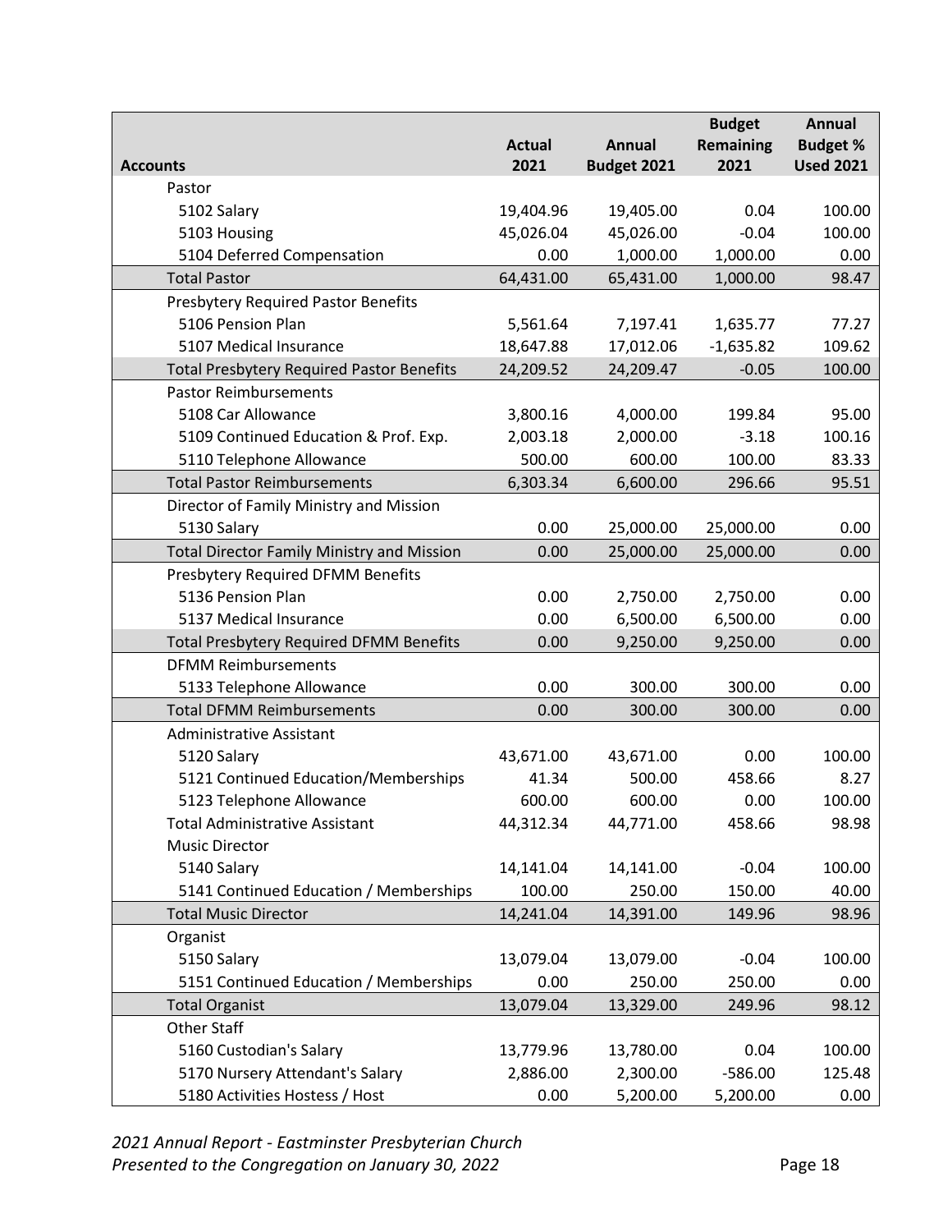| Accounts | Actual 2021 | Annual Budget 2021 | Budget Remaining 2021 | Annual Budget % Used 2021 |
|---|---|---|---|---|
| Pastor | | | | |
| 5102 Salary | 19,404.96 | 19,405.00 | 0.04 | 100.00 |
| 5103 Housing | 45,026.04 | 45,026.00 | -0.04 | 100.00 |
| 5104 Deferred Compensation | 0.00 | 1,000.00 | 1,000.00 | 0.00 |
| Total Pastor | 64,431.00 | 65,431.00 | 1,000.00 | 98.47 |
| Presbytery Required Pastor Benefits | | | | |
| 5106 Pension Plan | 5,561.64 | 7,197.41 | 1,635.77 | 77.27 |
| 5107 Medical Insurance | 18,647.88 | 17,012.06 | -1,635.82 | 109.62 |
| Total Presbytery Required Pastor Benefits | 24,209.52 | 24,209.47 | -0.05 | 100.00 |
| Pastor Reimbursements | | | | |
| 5108 Car Allowance | 3,800.16 | 4,000.00 | 199.84 | 95.00 |
| 5109 Continued Education & Prof. Exp. | 2,003.18 | 2,000.00 | -3.18 | 100.16 |
| 5110 Telephone Allowance | 500.00 | 600.00 | 100.00 | 83.33 |
| Total Pastor Reimbursements | 6,303.34 | 6,600.00 | 296.66 | 95.51 |
| Director of Family Ministry and Mission | | | | |
| 5130 Salary | 0.00 | 25,000.00 | 25,000.00 | 0.00 |
| Total Director Family Ministry and Mission | 0.00 | 25,000.00 | 25,000.00 | 0.00 |
| Presbytery Required DFMM Benefits | | | | |
| 5136 Pension Plan | 0.00 | 2,750.00 | 2,750.00 | 0.00 |
| 5137 Medical Insurance | 0.00 | 6,500.00 | 6,500.00 | 0.00 |
| Total Presbytery Required DFMM Benefits | 0.00 | 9,250.00 | 9,250.00 | 0.00 |
| DFMM Reimbursements | | | | |
| 5133 Telephone Allowance | 0.00 | 300.00 | 300.00 | 0.00 |
| Total DFMM Reimbursements | 0.00 | 300.00 | 300.00 | 0.00 |
| Administrative Assistant | | | | |
| 5120 Salary | 43,671.00 | 43,671.00 | 0.00 | 100.00 |
| 5121 Continued Education/Memberships | 41.34 | 500.00 | 458.66 | 8.27 |
| 5123 Telephone Allowance | 600.00 | 600.00 | 0.00 | 100.00 |
| Total Administrative Assistant | 44,312.34 | 44,771.00 | 458.66 | 98.98 |
| Music Director | | | | |
| 5140 Salary | 14,141.04 | 14,141.00 | -0.04 | 100.00 |
| 5141 Continued Education / Memberships | 100.00 | 250.00 | 150.00 | 40.00 |
| Total Music Director | 14,241.04 | 14,391.00 | 149.96 | 98.96 |
| Organist | | | | |
| 5150 Salary | 13,079.04 | 13,079.00 | -0.04 | 100.00 |
| 5151 Continued Education / Memberships | 0.00 | 250.00 | 250.00 | 0.00 |
| Total Organist | 13,079.04 | 13,329.00 | 249.96 | 98.12 |
| Other Staff | | | | |
| 5160 Custodian's Salary | 13,779.96 | 13,780.00 | 0.04 | 100.00 |
| 5170 Nursery Attendant's Salary | 2,886.00 | 2,300.00 | -586.00 | 125.48 |
| 5180 Activities Hostess / Host | 0.00 | 5,200.00 | 5,200.00 | 0.00 |

*2021 Annual Report - Eastminster Presbyterian Church*
*Presented to the Congregation on January 30, 2022*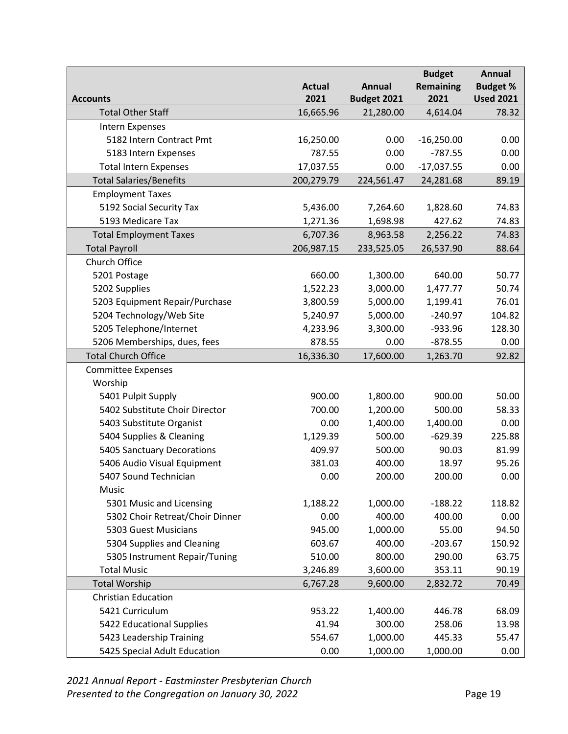| Accounts | Actual 2021 | Annual Budget 2021 | Budget Remaining 2021 | Annual Budget % Used 2021 |
| --- | --- | --- | --- | --- |
| Total Other Staff | 16,665.96 | 21,280.00 | 4,614.04 | 78.32 |
| Intern Expenses | | | | |
| 5182 Intern Contract Pmt | 16,250.00 | 0.00 | -16,250.00 | 0.00 |
| 5183 Intern Expenses | 787.55 | 0.00 | -787.55 | 0.00 |
| Total Intern Expenses | 17,037.55 | 0.00 | -17,037.55 | 0.00 |
| Total Salaries/Benefits | 200,279.79 | 224,561.47 | 24,281.68 | 89.19 |
| Employment Taxes | | | | |
| 5192 Social Security Tax | 5,436.00 | 7,264.60 | 1,828.60 | 74.83 |
| 5193 Medicare Tax | 1,271.36 | 1,698.98 | 427.62 | 74.83 |
| Total Employment Taxes | 6,707.36 | 8,963.58 | 2,256.22 | 74.83 |
| Total Payroll | 206,987.15 | 233,525.05 | 26,537.90 | 88.64 |
| Church Office | | | | |
| 5201 Postage | 660.00 | 1,300.00 | 640.00 | 50.77 |
| 5202 Supplies | 1,522.23 | 3,000.00 | 1,477.77 | 50.74 |
| 5203 Equipment Repair/Purchase | 3,800.59 | 5,000.00 | 1,199.41 | 76.01 |
| 5204 Technology/Web Site | 5,240.97 | 5,000.00 | -240.97 | 104.82 |
| 5205 Telephone/Internet | 4,233.96 | 3,300.00 | -933.96 | 128.30 |
| 5206 Memberships, dues, fees | 878.55 | 0.00 | -878.55 | 0.00 |
| Total Church Office | 16,336.30 | 17,600.00 | 1,263.70 | 92.82 |
| Committee Expenses | | | | |
| Worship | | | | |
| 5401 Pulpit Supply | 900.00 | 1,800.00 | 900.00 | 50.00 |
| 5402 Substitute Choir Director | 700.00 | 1,200.00 | 500.00 | 58.33 |
| 5403 Substitute Organist | 0.00 | 1,400.00 | 1,400.00 | 0.00 |
| 5404 Supplies & Cleaning | 1,129.39 | 500.00 | -629.39 | 225.88 |
| 5405 Sanctuary Decorations | 409.97 | 500.00 | 90.03 | 81.99 |
| 5406 Audio Visual Equipment | 381.03 | 400.00 | 18.97 | 95.26 |
| 5407 Sound Technician | 0.00 | 200.00 | 200.00 | 0.00 |
| Music | | | | |
| 5301 Music and Licensing | 1,188.22 | 1,000.00 | -188.22 | 118.82 |
| 5302 Choir Retreat/Choir Dinner | 0.00 | 400.00 | 400.00 | 0.00 |
| 5303 Guest Musicians | 945.00 | 1,000.00 | 55.00 | 94.50 |
| 5304 Supplies and Cleaning | 603.67 | 400.00 | -203.67 | 150.92 |
| 5305 Instrument Repair/Tuning | 510.00 | 800.00 | 290.00 | 63.75 |
| Total Music | 3,246.89 | 3,600.00 | 353.11 | 90.19 |
| Total Worship | 6,767.28 | 9,600.00 | 2,832.72 | 70.49 |
| Christian Education | | | | |
| 5421 Curriculum | 953.22 | 1,400.00 | 446.78 | 68.09 |
| 5422 Educational Supplies | 41.94 | 300.00 | 258.06 | 13.98 |
| 5423 Leadership Training | 554.67 | 1,000.00 | 445.33 | 55.47 |
| 5425 Special Adult Education | 0.00 | 1,000.00 | 1,000.00 | 0.00 |

*2021 Annual Report - Eastminster Presbyterian Church*
*Presented to the Congregation on January 30, 2022*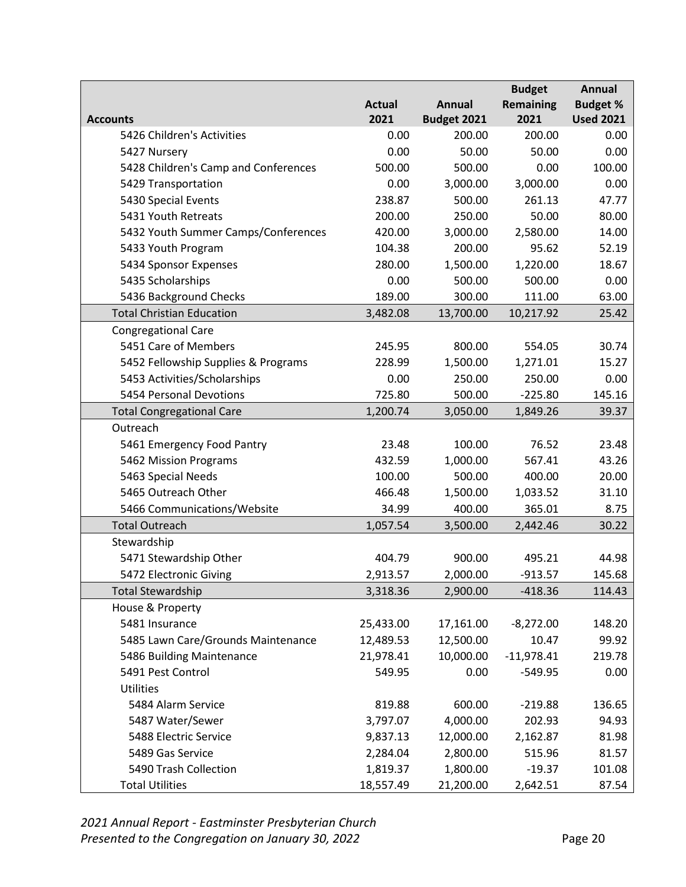| Accounts | Actual 2021 | Annual Budget 2021 | Budget Remaining 2021 | Annual Budget % Used 2021 |
|---|---|---|---|---|
| 5426 Children's Activities | 0.00 | 200.00 | 200.00 | 0.00 |
| 5427 Nursery | 0.00 | 50.00 | 50.00 | 0.00 |
| 5428 Children's Camp and Conferences | 500.00 | 500.00 | 0.00 | 100.00 |
| 5429 Transportation | 0.00 | 3,000.00 | 3,000.00 | 0.00 |
| 5430 Special Events | 238.87 | 500.00 | 261.13 | 47.77 |
| 5431 Youth Retreats | 200.00 | 250.00 | 50.00 | 80.00 |
| 5432 Youth Summer Camps/Conferences | 420.00 | 3,000.00 | 2,580.00 | 14.00 |
| 5433 Youth Program | 104.38 | 200.00 | 95.62 | 52.19 |
| 5434 Sponsor Expenses | 280.00 | 1,500.00 | 1,220.00 | 18.67 |
| 5435 Scholarships | 0.00 | 500.00 | 500.00 | 0.00 |
| 5436 Background Checks | 189.00 | 300.00 | 111.00 | 63.00 |
| Total Christian Education | 3,482.08 | 13,700.00 | 10,217.92 | 25.42 |
| Congregational Care | | | | |
| 5451 Care of Members | 245.95 | 800.00 | 554.05 | 30.74 |
| 5452 Fellowship Supplies & Programs | 228.99 | 1,500.00 | 1,271.01 | 15.27 |
| 5453 Activities/Scholarships | 0.00 | 250.00 | 250.00 | 0.00 |
| 5454 Personal Devotions | 725.80 | 500.00 | -225.80 | 145.16 |
| Total Congregational Care | 1,200.74 | 3,050.00 | 1,849.26 | 39.37 |
| Outreach | | | | |
| 5461 Emergency Food Pantry | 23.48 | 100.00 | 76.52 | 23.48 |
| 5462 Mission Programs | 432.59 | 1,000.00 | 567.41 | 43.26 |
| 5463 Special Needs | 100.00 | 500.00 | 400.00 | 20.00 |
| 5465 Outreach Other | 466.48 | 1,500.00 | 1,033.52 | 31.10 |
| 5466 Communications/Website | 34.99 | 400.00 | 365.01 | 8.75 |
| Total Outreach | 1,057.54 | 3,500.00 | 2,442.46 | 30.22 |
| Stewardship | | | | |
| 5471 Stewardship Other | 404.79 | 900.00 | 495.21 | 44.98 |
| 5472 Electronic Giving | 2,913.57 | 2,000.00 | -913.57 | 145.68 |
| Total Stewardship | 3,318.36 | 2,900.00 | -418.36 | 114.43 |
| House & Property | | | | |
| 5481 Insurance | 25,433.00 | 17,161.00 | -8,272.00 | 148.20 |
| 5485 Lawn Care/Grounds Maintenance | 12,489.53 | 12,500.00 | 10.47 | 99.92 |
| 5486 Building Maintenance | 21,978.41 | 10,000.00 | -11,978.41 | 219.78 |
| 5491 Pest Control | 549.95 | 0.00 | -549.95 | 0.00 |
| Utilities | | | | |
| 5484 Alarm Service | 819.88 | 600.00 | -219.88 | 136.65 |
| 5487 Water/Sewer | 3,797.07 | 4,000.00 | 202.93 | 94.93 |
| 5488 Electric Service | 9,837.13 | 12,000.00 | 2,162.87 | 81.98 |
| 5489 Gas Service | 2,284.04 | 2,800.00 | 515.96 | 81.57 |
| 5490 Trash Collection | 1,819.37 | 1,800.00 | -19.37 | 101.08 |
| Total Utilities | 18,557.49 | 21,200.00 | 2,642.51 | 87.54 |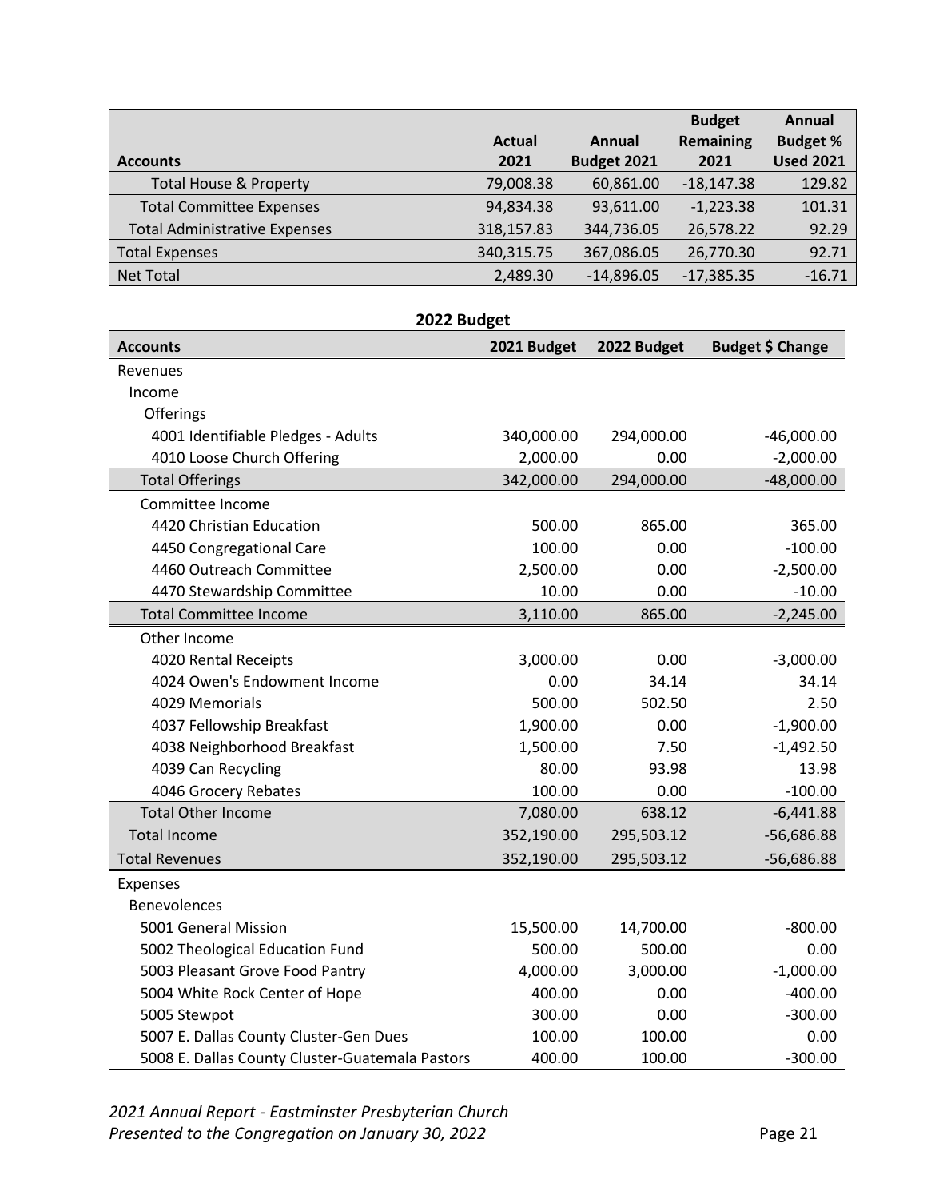| Accounts | Actual 2021 | Annual Budget 2021 | Budget Remaining 2021 | Annual Budget % Used 2021 |
|---|---|---|---|---|
| Total House & Property | 79,008.38 | 60,861.00 | -18,147.38 | 129.82 |
| Total Committee Expenses | 94,834.38 | 93,611.00 | -1,223.38 | 101.31 |
| Total Administrative Expenses | 318,157.83 | 344,736.05 | 26,578.22 | 92.29 |
| Total Expenses | 340,315.75 | 367,086.05 | 26,770.30 | 92.71 |
| Net Total | 2,489.30 | -14,896.05 | -17,385.35 | -16.71 |

## 2022 Budget

| Accounts | 2021 Budget | 2022 Budget | Budget $ Change |
|---|---|---|---|
| Revenues | | | |
| Income | | | |
| Offerings | | | |
| 4001 Identifiable Pledges - Adults | 340,000.00 | 294,000.00 | -46,000.00 |
| 4010 Loose Church Offering | 2,000.00 | 0.00 | -2,000.00 |
| Total Offerings | 342,000.00 | 294,000.00 | -48,000.00 |
| Committee Income | | | |
| 4420 Christian Education | 500.00 | 865.00 | 365.00 |
| 4450 Congregational Care | 100.00 | 0.00 | -100.00 |
| 4460 Outreach Committee | 2,500.00 | 0.00 | -2,500.00 |
| 4470 Stewardship Committee | 10.00 | 0.00 | -10.00 |
| Total Committee Income | 3,110.00 | 865.00 | -2,245.00 |
| Other Income | | | |
| 4020 Rental Receipts | 3,000.00 | 0.00 | -3,000.00 |
| 4024 Owen's Endowment Income | 0.00 | 34.14 | 34.14 |
| 4029 Memorials | 500.00 | 502.50 | 2.50 |
| 4037 Fellowship Breakfast | 1,900.00 | 0.00 | -1,900.00 |
| 4038 Neighborhood Breakfast | 1,500.00 | 7.50 | -1,492.50 |
| 4039 Can Recycling | 80.00 | 93.98 | 13.98 |
| 4046 Grocery Rebates | 100.00 | 0.00 | -100.00 |
| Total Other Income | 7,080.00 | 638.12 | -6,441.88 |
| Total Income | 352,190.00 | 295,503.12 | -56,686.88 |
| Total Revenues | 352,190.00 | 295,503.12 | -56,686.88 |
| Expenses | | | |
| Benevolences | | | |
| 5001 General Mission | 15,500.00 | 14,700.00 | -800.00 |
| 5002 Theological Education Fund | 500.00 | 500.00 | 0.00 |
| 5003 Pleasant Grove Food Pantry | 4,000.00 | 3,000.00 | -1,000.00 |
| 5004 White Rock Center of Hope | 400.00 | 0.00 | -400.00 |
| 5005 Stewpot | 300.00 | 0.00 | -300.00 |
| 5007 E. Dallas County Cluster-Gen Dues | 100.00 | 100.00 | 0.00 |
| 5008 E. Dallas County Cluster-Guatemala Pastors | 400.00 | 100.00 | -300.00 |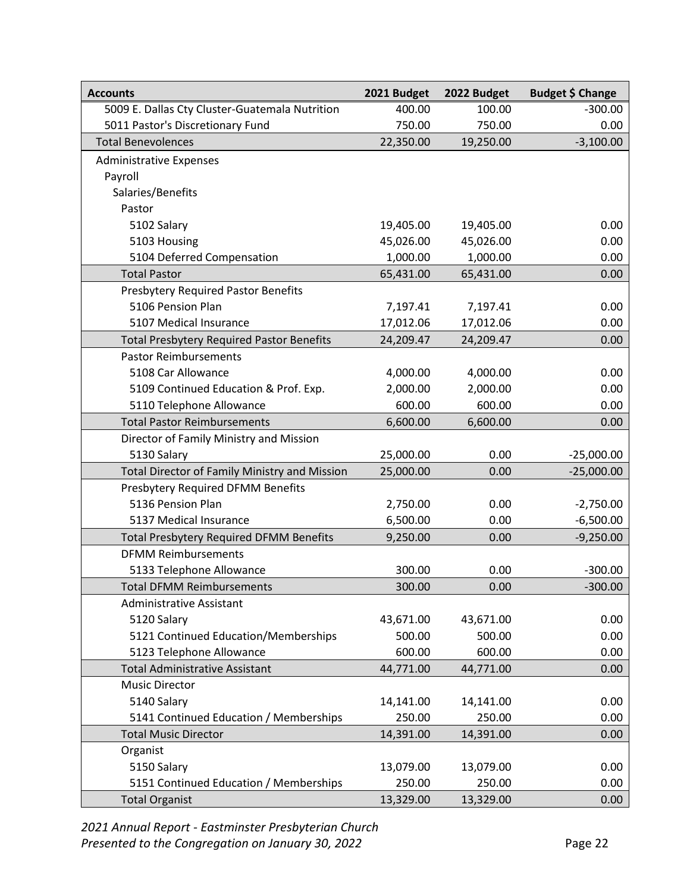| Accounts | 2021 Budget | 2022 Budget | Budget $ Change |
|---|---|---|---|
| 5009 E. Dallas Cty Cluster-Guatemala Nutrition | 400.00 | 100.00 | -300.00 |
| 5011 Pastor's Discretionary Fund | 750.00 | 750.00 | 0.00 |
| Total Benevolences | 22,350.00 | 19,250.00 | -3,100.00 |
| Administrative Expenses | | | |
| Payroll | | | |
| Salaries/Benefits | | | |
| Pastor | | | |
| 5102 Salary | 19,405.00 | 19,405.00 | 0.00 |
| 5103 Housing | 45,026.00 | 45,026.00 | 0.00 |
| 5104 Deferred Compensation | 1,000.00 | 1,000.00 | 0.00 |
| Total Pastor | 65,431.00 | 65,431.00 | 0.00 |
| Presbytery Required Pastor Benefits | | | |
| 5106 Pension Plan | 7,197.41 | 7,197.41 | 0.00 |
| 5107 Medical Insurance | 17,012.06 | 17,012.06 | 0.00 |
| Total Presbytery Required Pastor Benefits | 24,209.47 | 24,209.47 | 0.00 |
| Pastor Reimbursements | | | |
| 5108 Car Allowance | 4,000.00 | 4,000.00 | 0.00 |
| 5109 Continued Education & Prof. Exp. | 2,000.00 | 2,000.00 | 0.00 |
| 5110 Telephone Allowance | 600.00 | 600.00 | 0.00 |
| Total Pastor Reimbursements | 6,600.00 | 6,600.00 | 0.00 |
| Director of Family Ministry and Mission | | | |
| 5130 Salary | 25,000.00 | 0.00 | -25,000.00 |
| Total Director of Family Ministry and Mission | 25,000.00 | 0.00 | -25,000.00 |
| Presbytery Required DFMM Benefits | | | |
| 5136 Pension Plan | 2,750.00 | 0.00 | -2,750.00 |
| 5137 Medical Insurance | 6,500.00 | 0.00 | -6,500.00 |
| Total Presbytery Required DFMM Benefits | 9,250.00 | 0.00 | -9,250.00 |
| DFMM Reimbursements | | | |
| 5133 Telephone Allowance | 300.00 | 0.00 | -300.00 |
| Total DFMM Reimbursements | 300.00 | 0.00 | -300.00 |
| Administrative Assistant | | | |
| 5120 Salary | 43,671.00 | 43,671.00 | 0.00 |
| 5121 Continued Education/Memberships | 500.00 | 500.00 | 0.00 |
| 5123 Telephone Allowance | 600.00 | 600.00 | 0.00 |
| Total Administrative Assistant | 44,771.00 | 44,771.00 | 0.00 |
| Music Director | | | |
| 5140 Salary | 14,141.00 | 14,141.00 | 0.00 |
| 5141 Continued Education / Memberships | 250.00 | 250.00 | 0.00 |
| Total Music Director | 14,391.00 | 14,391.00 | 0.00 |
| Organist | | | |
| 5150 Salary | 13,079.00 | 13,079.00 | 0.00 |
| 5151 Continued Education / Memberships | 250.00 | 250.00 | 0.00 |
| Total Organist | 13,329.00 | 13,329.00 | 0.00 |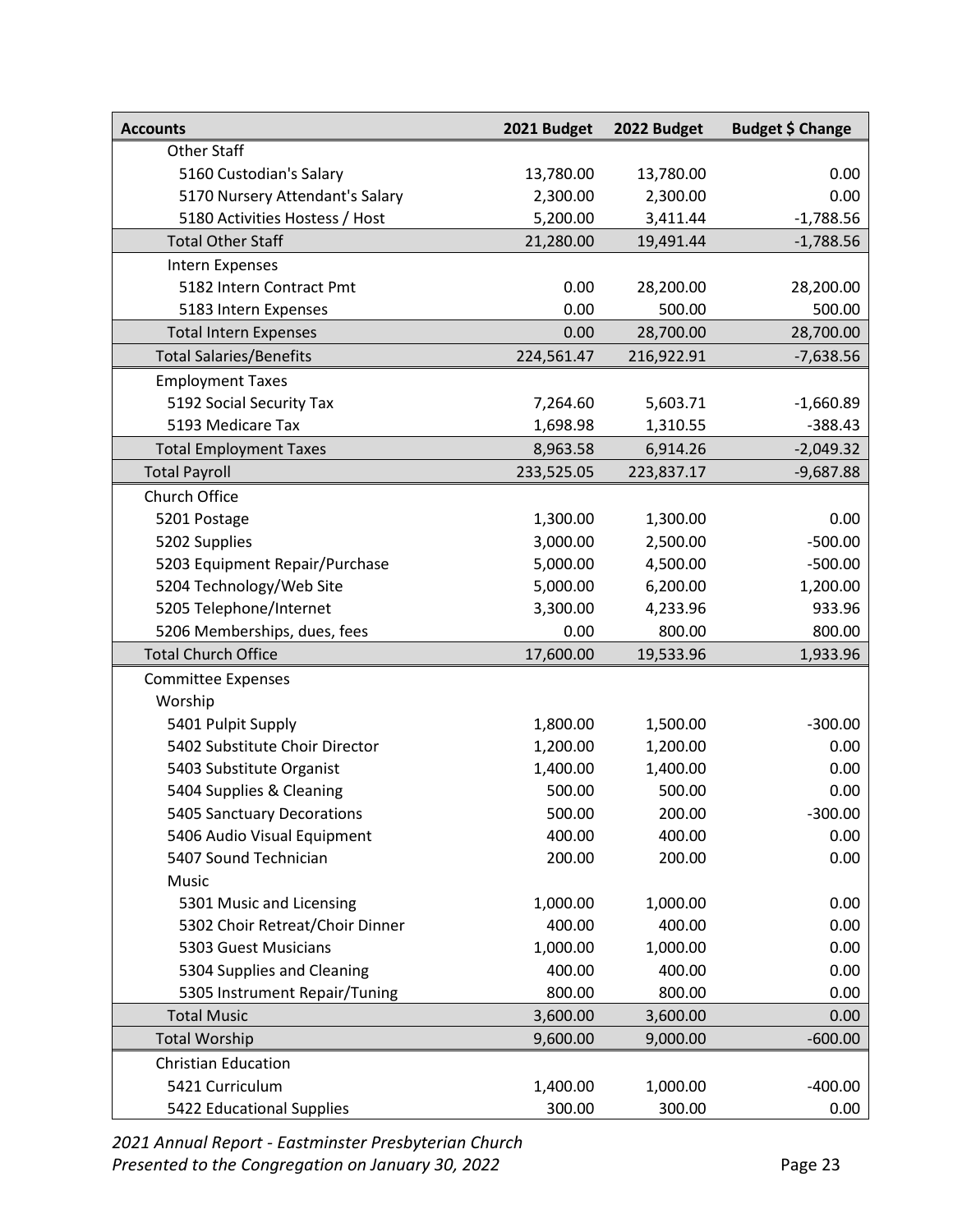| Accounts | 2021 Budget | 2022 Budget | Budget $ Change |
|---|---|---|---|
| Other Staff | | | |
| 5160 Custodian's Salary | 13,780.00 | 13,780.00 | 0.00 |
| 5170 Nursery Attendant's Salary | 2,300.00 | 2,300.00 | 0.00 |
| 5180 Activities Hostess / Host | 5,200.00 | 3,411.44 | -1,788.56 |
| Total Other Staff | 21,280.00 | 19,491.44 | -1,788.56 |
| Intern Expenses | | | |
| 5182 Intern Contract Pmt | 0.00 | 28,200.00 | 28,200.00 |
| 5183 Intern Expenses | 0.00 | 500.00 | 500.00 |
| Total Intern Expenses | 0.00 | 28,700.00 | 28,700.00 |
| Total Salaries/Benefits | 224,561.47 | 216,922.91 | -7,638.56 |
| Employment Taxes | | | |
| 5192 Social Security Tax | 7,264.60 | 5,603.71 | -1,660.89 |
| 5193 Medicare Tax | 1,698.98 | 1,310.55 | -388.43 |
| Total Employment Taxes | 8,963.58 | 6,914.26 | -2,049.32 |
| Total Payroll | 233,525.05 | 223,837.17 | -9,687.88 |
| Church Office | | | |
| 5201 Postage | 1,300.00 | 1,300.00 | 0.00 |
| 5202 Supplies | 3,000.00 | 2,500.00 | -500.00 |
| 5203 Equipment Repair/Purchase | 5,000.00 | 4,500.00 | -500.00 |
| 5204 Technology/Web Site | 5,000.00 | 6,200.00 | 1,200.00 |
| 5205 Telephone/Internet | 3,300.00 | 4,233.96 | 933.96 |
| 5206 Memberships, dues, fees | 0.00 | 800.00 | 800.00 |
| Total Church Office | 17,600.00 | 19,533.96 | 1,933.96 |
| Committee Expenses | | | |
| Worship | | | |
| 5401 Pulpit Supply | 1,800.00 | 1,500.00 | -300.00 |
| 5402 Substitute Choir Director | 1,200.00 | 1,200.00 | 0.00 |
| 5403 Substitute Organist | 1,400.00 | 1,400.00 | 0.00 |
| 5404 Supplies & Cleaning | 500.00 | 500.00 | 0.00 |
| 5405 Sanctuary Decorations | 500.00 | 200.00 | -300.00 |
| 5406 Audio Visual Equipment | 400.00 | 400.00 | 0.00 |
| 5407 Sound Technician | 200.00 | 200.00 | 0.00 |
| Music | | | |
| 5301 Music and Licensing | 1,000.00 | 1,000.00 | 0.00 |
| 5302 Choir Retreat/Choir Dinner | 400.00 | 400.00 | 0.00 |
| 5303 Guest Musicians | 1,000.00 | 1,000.00 | 0.00 |
| 5304 Supplies and Cleaning | 400.00 | 400.00 | 0.00 |
| 5305 Instrument Repair/Tuning | 800.00 | 800.00 | 0.00 |
| Total Music | 3,600.00 | 3,600.00 | 0.00 |
| Total Worship | 9,600.00 | 9,000.00 | -600.00 |
| Christian Education | | | |
| 5421 Curriculum | 1,400.00 | 1,000.00 | -400.00 |
| 5422 Educational Supplies | 300.00 | 300.00 | 0.00 |

*2021 Annual Report - Eastminster Presbyterian Church*
*Presented to the Congregation on January 30, 2022*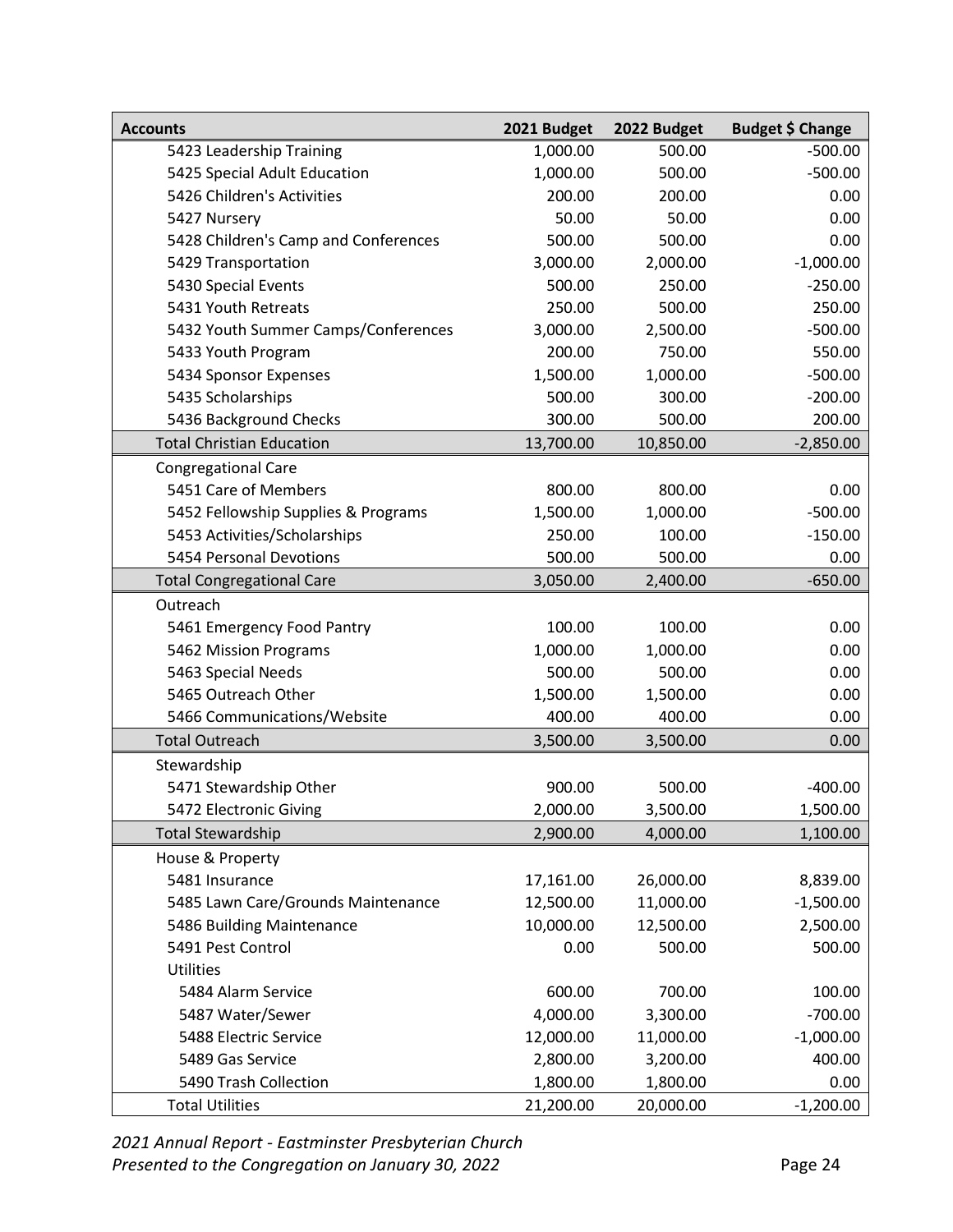| Accounts | 2021 Budget | 2022 Budget | Budget $ Change |
|---|---|---|---|
| 5423 Leadership Training | 1,000.00 | 500.00 | -500.00 |
| 5425 Special Adult Education | 1,000.00 | 500.00 | -500.00 |
| 5426 Children's Activities | 200.00 | 200.00 | 0.00 |
| 5427 Nursery | 50.00 | 50.00 | 0.00 |
| 5428 Children's Camp and Conferences | 500.00 | 500.00 | 0.00 |
| 5429 Transportation | 3,000.00 | 2,000.00 | -1,000.00 |
| 5430 Special Events | 500.00 | 250.00 | -250.00 |
| 5431 Youth Retreats | 250.00 | 500.00 | 250.00 |
| 5432 Youth Summer Camps/Conferences | 3,000.00 | 2,500.00 | -500.00 |
| 5433 Youth Program | 200.00 | 750.00 | 550.00 |
| 5434 Sponsor Expenses | 1,500.00 | 1,000.00 | -500.00 |
| 5435 Scholarships | 500.00 | 300.00 | -200.00 |
| 5436 Background Checks | 300.00 | 500.00 | 200.00 |
| Total Christian Education | 13,700.00 | 10,850.00 | -2,850.00 |
| Congregational Care | | | |
| 5451 Care of Members | 800.00 | 800.00 | 0.00 |
| 5452 Fellowship Supplies & Programs | 1,500.00 | 1,000.00 | -500.00 |
| 5453 Activities/Scholarships | 250.00 | 100.00 | -150.00 |
| 5454 Personal Devotions | 500.00 | 500.00 | 0.00 |
| Total Congregational Care | 3,050.00 | 2,400.00 | -650.00 |
| Outreach | | | |
| 5461 Emergency Food Pantry | 100.00 | 100.00 | 0.00 |
| 5462 Mission Programs | 1,000.00 | 1,000.00 | 0.00 |
| 5463 Special Needs | 500.00 | 500.00 | 0.00 |
| 5465 Outreach Other | 1,500.00 | 1,500.00 | 0.00 |
| 5466 Communications/Website | 400.00 | 400.00 | 0.00 |
| Total Outreach | 3,500.00 | 3,500.00 | 0.00 |
| Stewardship | | | |
| 5471 Stewardship Other | 900.00 | 500.00 | -400.00 |
| 5472 Electronic Giving | 2,000.00 | 3,500.00 | 1,500.00 |
| Total Stewardship | 2,900.00 | 4,000.00 | 1,100.00 |
| House & Property | | | |
| 5481 Insurance | 17,161.00 | 26,000.00 | 8,839.00 |
| 5485 Lawn Care/Grounds Maintenance | 12,500.00 | 11,000.00 | -1,500.00 |
| 5486 Building Maintenance | 10,000.00 | 12,500.00 | 2,500.00 |
| 5491 Pest Control | 0.00 | 500.00 | 500.00 |
| Utilities | | | |
| 5484 Alarm Service | 600.00 | 700.00 | 100.00 |
| 5487 Water/Sewer | 4,000.00 | 3,300.00 | -700.00 |
| 5488 Electric Service | 12,000.00 | 11,000.00 | -1,000.00 |
| 5489 Gas Service | 2,800.00 | 3,200.00 | 400.00 |
| 5490 Trash Collection | 1,800.00 | 1,800.00 | 0.00 |
| Total Utilities | 21,200.00 | 20,000.00 | -1,200.00 |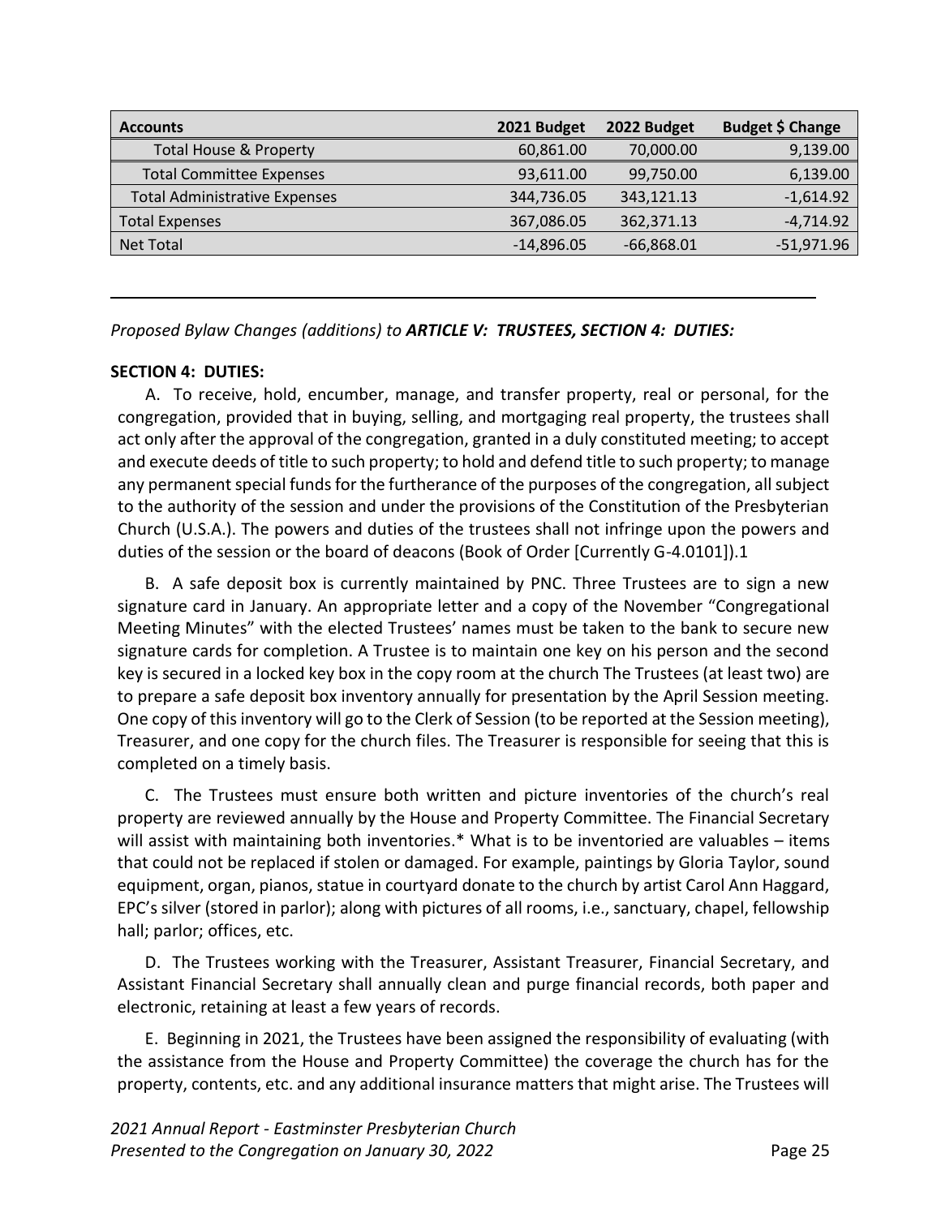| Accounts | 2021 Budget | 2022 Budget | Budget $ Change |
| --- | --- | --- | --- |
| Total House & Property | 60,861.00 | 70,000.00 | 9,139.00 |
| Total Committee Expenses | 93,611.00 | 99,750.00 | 6,139.00 |
| Total Administrative Expenses | 344,736.05 | 343,121.13 | -1,614.92 |
| Total Expenses | 367,086.05 | 362,371.13 | -4,714.92 |
| Net Total | -14,896.05 | -66,868.01 | -51,971.96 |

---

*Proposed Bylaw Changes (additions) to* ***ARTICLE V: TRUSTEES, SECTION 4: DUTIES:***

**SECTION 4: DUTIES:**

A. To receive, hold, encumber, manage, and transfer property, real or personal, for the congregation, provided that in buying, selling, and mortgaging real property, the trustees shall act only after the approval of the congregation, granted in a duly constituted meeting; to accept and execute deeds of title to such property; to hold and defend title to such property; to manage any permanent special funds for the furtherance of the purposes of the congregation, all subject to the authority of the session and under the provisions of the Constitution of the Presbyterian Church (U.S.A.). The powers and duties of the trustees shall not infringe upon the powers and duties of the session or the board of deacons (Book of Order [Currently G-4.0101]).1

B. A safe deposit box is currently maintained by PNC. Three Trustees are to sign a new signature card in January. An appropriate letter and a copy of the November "Congregational Meeting Minutes" with the elected Trustees' names must be taken to the bank to secure new signature cards for completion. A Trustee is to maintain one key on his person and the second key is secured in a locked key box in the copy room at the church The Trustees (at least two) are to prepare a safe deposit box inventory annually for presentation by the April Session meeting. One copy of this inventory will go to the Clerk of Session (to be reported at the Session meeting), Treasurer, and one copy for the church files. The Treasurer is responsible for seeing that this is completed on a timely basis.

C. The Trustees must ensure both written and picture inventories of the church's real property are reviewed annually by the House and Property Committee. The Financial Secretary will assist with maintaining both inventories.* What is to be inventoried are valuables – items that could not be replaced if stolen or damaged. For example, paintings by Gloria Taylor, sound equipment, organ, pianos, statue in courtyard donate to the church by artist Carol Ann Haggard, EPC's silver (stored in parlor); along with pictures of all rooms, i.e., sanctuary, chapel, fellowship hall; parlor; offices, etc.

D. The Trustees working with the Treasurer, Assistant Treasurer, Financial Secretary, and Assistant Financial Secretary shall annually clean and purge financial records, both paper and electronic, retaining at least a few years of records.

E. Beginning in 2021, the Trustees have been assigned the responsibility of evaluating (with the assistance from the House and Property Committee) the coverage the church has for the property, contents, etc. and any additional insurance matters that might arise. The Trustees will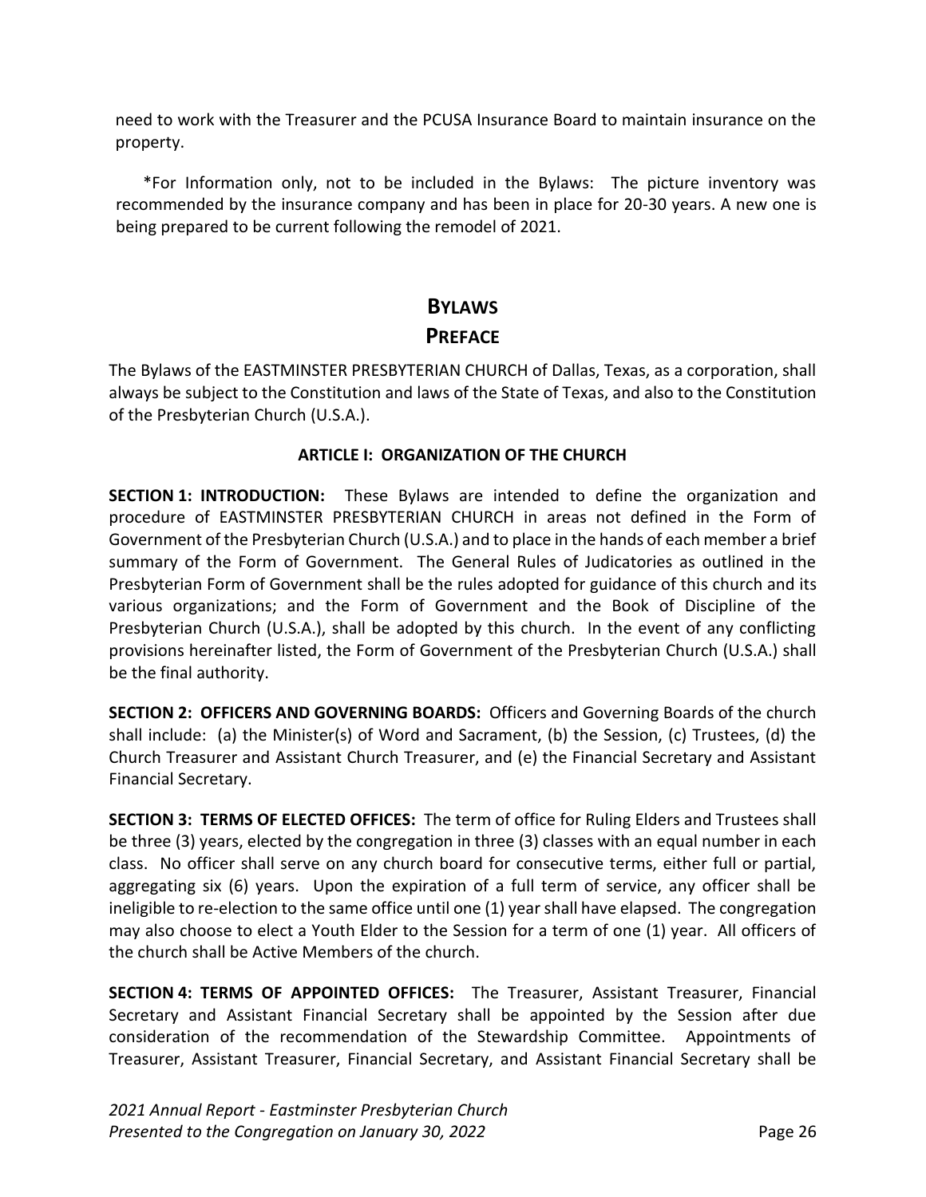need to work with the Treasurer and the PCUSA Insurance Board to maintain insurance on the property.

*For Information only, not to be included in the Bylaws: The picture inventory was recommended by the insurance company and has been in place for 20-30 years. A new one is being prepared to be current following the remodel of 2021.

# BYLAWS

## PREFACE

The Bylaws of the EASTMINSTER PRESBYTERIAN CHURCH of Dallas, Texas, as a corporation, shall always be subject to the Constitution and laws of the State of Texas, and also to the Constitution of the Presbyterian Church (U.S.A.).

### ARTICLE I: ORGANIZATION OF THE CHURCH

**SECTION 1: INTRODUCTION:** These Bylaws are intended to define the organization and procedure of EASTMINSTER PRESBYTERIAN CHURCH in areas not defined in the Form of Government of the Presbyterian Church (U.S.A.) and to place in the hands of each member a brief summary of the Form of Government. The General Rules of Judicatories as outlined in the Presbyterian Form of Government shall be the rules adopted for guidance of this church and its various organizations; and the Form of Government and the Book of Discipline of the Presbyterian Church (U.S.A.), shall be adopted by this church. In the event of any conflicting provisions hereinafter listed, the Form of Government of the Presbyterian Church (U.S.A.) shall be the final authority.

**SECTION 2: OFFICERS AND GOVERNING BOARDS:** Officers and Governing Boards of the church shall include: (a) the Minister(s) of Word and Sacrament, (b) the Session, (c) Trustees, (d) the Church Treasurer and Assistant Church Treasurer, and (e) the Financial Secretary and Assistant Financial Secretary.

**SECTION 3: TERMS OF ELECTED OFFICES:** The term of office for Ruling Elders and Trustees shall be three (3) years, elected by the congregation in three (3) classes with an equal number in each class. No officer shall serve on any church board for consecutive terms, either full or partial, aggregating six (6) years. Upon the expiration of a full term of service, any officer shall be ineligible to re-election to the same office until one (1) year shall have elapsed. The congregation may also choose to elect a Youth Elder to the Session for a term of one (1) year. All officers of the church shall be Active Members of the church.

**SECTION 4: TERMS OF APPOINTED OFFICES:** The Treasurer, Assistant Treasurer, Financial Secretary and Assistant Financial Secretary shall be appointed by the Session after due consideration of the recommendation of the Stewardship Committee. Appointments of Treasurer, Assistant Treasurer, Financial Secretary, and Assistant Financial Secretary shall be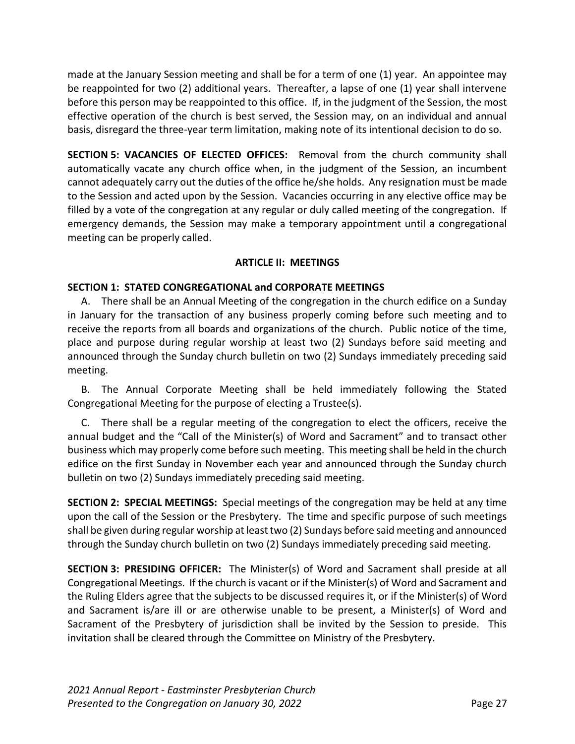made at the January Session meeting and shall be for a term of one (1) year. An appointee may be reappointed for two (2) additional years. Thereafter, a lapse of one (1) year shall intervene before this person may be reappointed to this office. If, in the judgment of the Session, the most effective operation of the church is best served, the Session may, on an individual and annual basis, disregard the three-year term limitation, making note of its intentional decision to do so.

**SECTION 5: VACANCIES OF ELECTED OFFICES:** Removal from the church community shall automatically vacate any church office when, in the judgment of the Session, an incumbent cannot adequately carry out the duties of the office he/she holds. Any resignation must be made to the Session and acted upon by the Session. Vacancies occurring in any elective office may be filled by a vote of the congregation at any regular or duly called meeting of the congregation. If emergency demands, the Session may make a temporary appointment until a congregational meeting can be properly called.

## ARTICLE II: MEETINGS

### SECTION 1: STATED CONGREGATIONAL and CORPORATE MEETINGS

A. There shall be an Annual Meeting of the congregation in the church edifice on a Sunday in January for the transaction of any business properly coming before such meeting and to receive the reports from all boards and organizations of the church. Public notice of the time, place and purpose during regular worship at least two (2) Sundays before said meeting and announced through the Sunday church bulletin on two (2) Sundays immediately preceding said meeting.

B. The Annual Corporate Meeting shall be held immediately following the Stated Congregational Meeting for the purpose of electing a Trustee(s).

C. There shall be a regular meeting of the congregation to elect the officers, receive the annual budget and the "Call of the Minister(s) of Word and Sacrament" and to transact other business which may properly come before such meeting. This meeting shall be held in the church edifice on the first Sunday in November each year and announced through the Sunday church bulletin on two (2) Sundays immediately preceding said meeting.

**SECTION 2: SPECIAL MEETINGS:** Special meetings of the congregation may be held at any time upon the call of the Session or the Presbytery. The time and specific purpose of such meetings shall be given during regular worship at least two (2) Sundays before said meeting and announced through the Sunday church bulletin on two (2) Sundays immediately preceding said meeting.

**SECTION 3: PRESIDING OFFICER:** The Minister(s) of Word and Sacrament shall preside at all Congregational Meetings. If the church is vacant or if the Minister(s) of Word and Sacrament and the Ruling Elders agree that the subjects to be discussed requires it, or if the Minister(s) of Word and Sacrament is/are ill or are otherwise unable to be present, a Minister(s) of Word and Sacrament of the Presbytery of jurisdiction shall be invited by the Session to preside. This invitation shall be cleared through the Committee on Ministry of the Presbytery.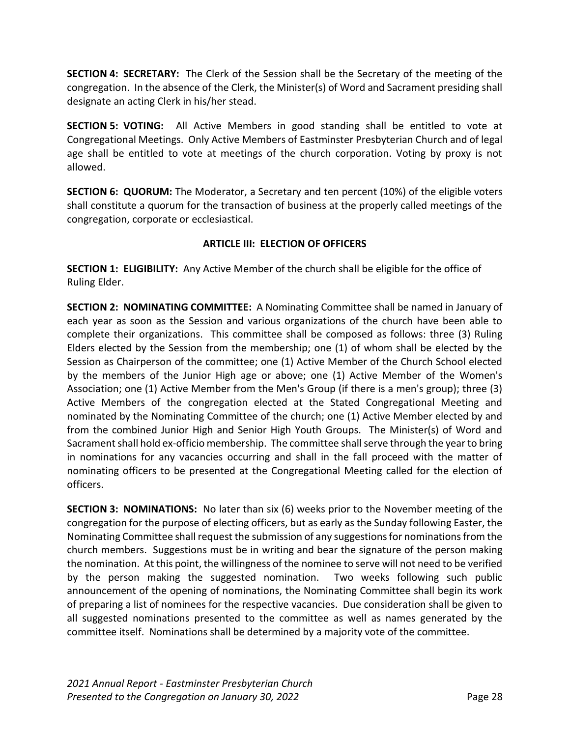**SECTION 4: SECRETARY:** The Clerk of the Session shall be the Secretary of the meeting of the congregation. In the absence of the Clerk, the Minister(s) of Word and Sacrament presiding shall designate an acting Clerk in his/her stead.

**SECTION 5: VOTING:** All Active Members in good standing shall be entitled to vote at Congregational Meetings. Only Active Members of Eastminster Presbyterian Church and of legal age shall be entitled to vote at meetings of the church corporation. Voting by proxy is not allowed.

**SECTION 6: QUORUM:** The Moderator, a Secretary and ten percent (10%) of the eligible voters shall constitute a quorum for the transaction of business at the properly called meetings of the congregation, corporate or ecclesiastical.

## ARTICLE III: ELECTION OF OFFICERS

**SECTION 1: ELIGIBILITY:** Any Active Member of the church shall be eligible for the office of Ruling Elder.

**SECTION 2: NOMINATING COMMITTEE:** A Nominating Committee shall be named in January of each year as soon as the Session and various organizations of the church have been able to complete their organizations. This committee shall be composed as follows: three (3) Ruling Elders elected by the Session from the membership; one (1) of whom shall be elected by the Session as Chairperson of the committee; one (1) Active Member of the Church School elected by the members of the Junior High age or above; one (1) Active Member of the Women's Association; one (1) Active Member from the Men's Group (if there is a men's group); three (3) Active Members of the congregation elected at the Stated Congregational Meeting and nominated by the Nominating Committee of the church; one (1) Active Member elected by and from the combined Junior High and Senior High Youth Groups. The Minister(s) of Word and Sacrament shall hold ex-officio membership. The committee shall serve through the year to bring in nominations for any vacancies occurring and shall in the fall proceed with the matter of nominating officers to be presented at the Congregational Meeting called for the election of officers.

**SECTION 3: NOMINATIONS:** No later than six (6) weeks prior to the November meeting of the congregation for the purpose of electing officers, but as early as the Sunday following Easter, the Nominating Committee shall request the submission of any suggestions for nominations from the church members. Suggestions must be in writing and bear the signature of the person making the nomination. At this point, the willingness of the nominee to serve will not need to be verified by the person making the suggested nomination. Two weeks following such public announcement of the opening of nominations, the Nominating Committee shall begin its work of preparing a list of nominees for the respective vacancies. Due consideration shall be given to all suggested nominations presented to the committee as well as names generated by the committee itself. Nominations shall be determined by a majority vote of the committee.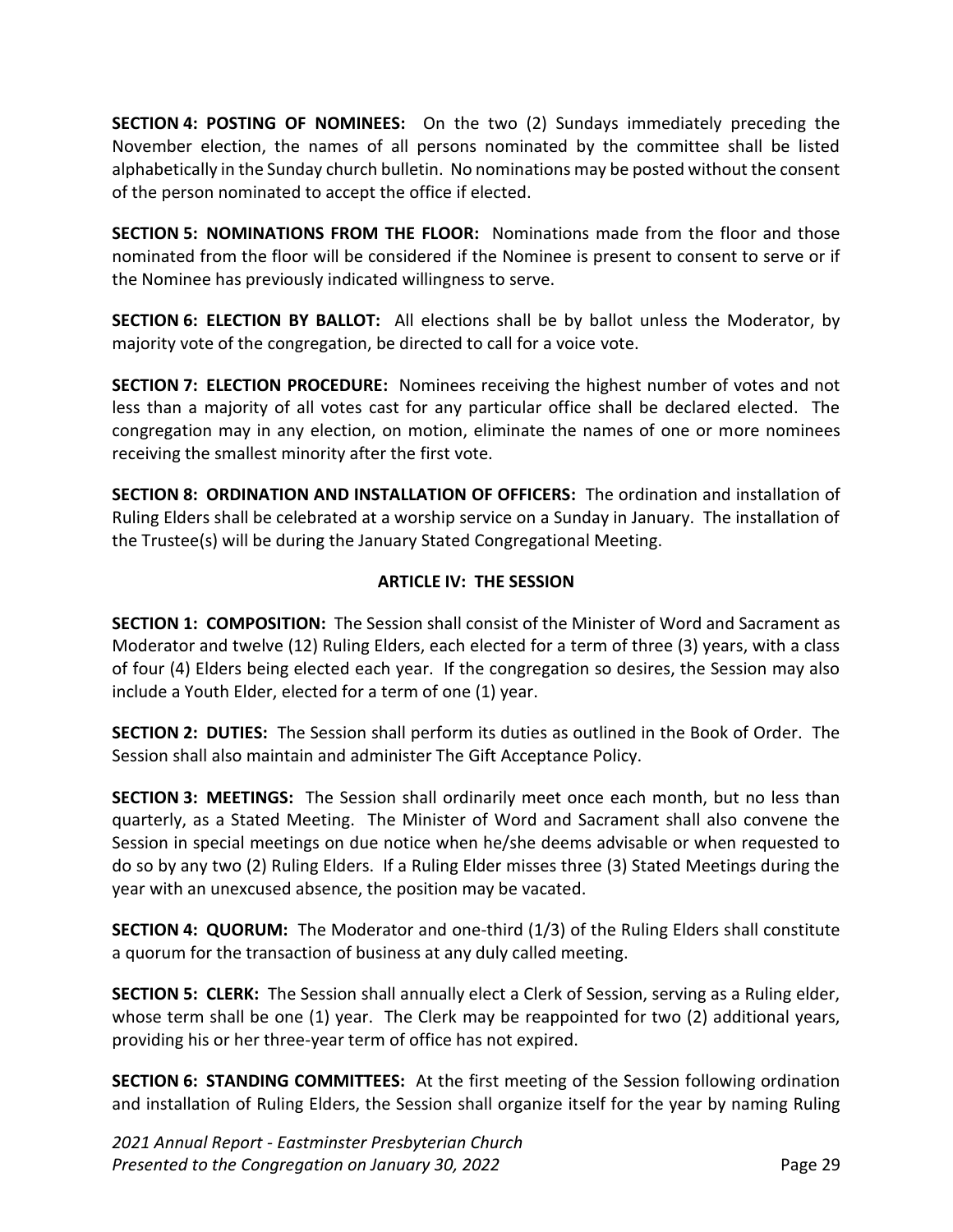**SECTION 4: POSTING OF NOMINEES:** On the two (2) Sundays immediately preceding the November election, the names of all persons nominated by the committee shall be listed alphabetically in the Sunday church bulletin. No nominations may be posted without the consent of the person nominated to accept the office if elected.

**SECTION 5: NOMINATIONS FROM THE FLOOR:** Nominations made from the floor and those nominated from the floor will be considered if the Nominee is present to consent to serve or if the Nominee has previously indicated willingness to serve.

**SECTION 6: ELECTION BY BALLOT:** All elections shall be by ballot unless the Moderator, by majority vote of the congregation, be directed to call for a voice vote.

**SECTION 7: ELECTION PROCEDURE:** Nominees receiving the highest number of votes and not less than a majority of all votes cast for any particular office shall be declared elected. The congregation may in any election, on motion, eliminate the names of one or more nominees receiving the smallest minority after the first vote.

**SECTION 8: ORDINATION AND INSTALLATION OF OFFICERS:** The ordination and installation of Ruling Elders shall be celebrated at a worship service on a Sunday in January. The installation of the Trustee(s) will be during the January Stated Congregational Meeting.

## ARTICLE IV: THE SESSION

**SECTION 1: COMPOSITION:** The Session shall consist of the Minister of Word and Sacrament as Moderator and twelve (12) Ruling Elders, each elected for a term of three (3) years, with a class of four (4) Elders being elected each year. If the congregation so desires, the Session may also include a Youth Elder, elected for a term of one (1) year.

**SECTION 2: DUTIES:** The Session shall perform its duties as outlined in the Book of Order. The Session shall also maintain and administer The Gift Acceptance Policy.

**SECTION 3: MEETINGS:** The Session shall ordinarily meet once each month, but no less than quarterly, as a Stated Meeting. The Minister of Word and Sacrament shall also convene the Session in special meetings on due notice when he/she deems advisable or when requested to do so by any two (2) Ruling Elders. If a Ruling Elder misses three (3) Stated Meetings during the year with an unexcused absence, the position may be vacated.

**SECTION 4: QUORUM:** The Moderator and one-third (1/3) of the Ruling Elders shall constitute a quorum for the transaction of business at any duly called meeting.

**SECTION 5: CLERK:** The Session shall annually elect a Clerk of Session, serving as a Ruling elder, whose term shall be one (1) year. The Clerk may be reappointed for two (2) additional years, providing his or her three-year term of office has not expired.

**SECTION 6: STANDING COMMITTEES:** At the first meeting of the Session following ordination and installation of Ruling Elders, the Session shall organize itself for the year by naming Ruling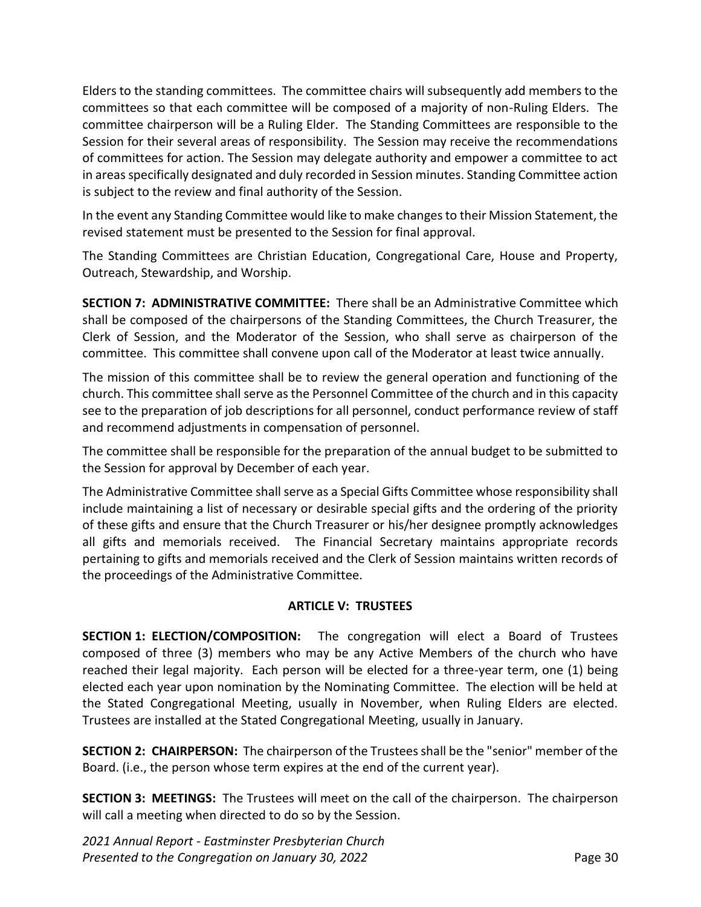Elders to the standing committees. The committee chairs will subsequently add members to the committees so that each committee will be composed of a majority of non-Ruling Elders. The committee chairperson will be a Ruling Elder. The Standing Committees are responsible to the Session for their several areas of responsibility. The Session may receive the recommendations of committees for action. The Session may delegate authority and empower a committee to act in areas specifically designated and duly recorded in Session minutes. Standing Committee action is subject to the review and final authority of the Session.

In the event any Standing Committee would like to make changes to their Mission Statement, the revised statement must be presented to the Session for final approval.

The Standing Committees are Christian Education, Congregational Care, House and Property, Outreach, Stewardship, and Worship.

**SECTION 7: ADMINISTRATIVE COMMITTEE:** There shall be an Administrative Committee which shall be composed of the chairpersons of the Standing Committees, the Church Treasurer, the Clerk of Session, and the Moderator of the Session, who shall serve as chairperson of the committee. This committee shall convene upon call of the Moderator at least twice annually.

The mission of this committee shall be to review the general operation and functioning of the church. This committee shall serve as the Personnel Committee of the church and in this capacity see to the preparation of job descriptions for all personnel, conduct performance review of staff and recommend adjustments in compensation of personnel.

The committee shall be responsible for the preparation of the annual budget to be submitted to the Session for approval by December of each year.

The Administrative Committee shall serve as a Special Gifts Committee whose responsibility shall include maintaining a list of necessary or desirable special gifts and the ordering of the priority of these gifts and ensure that the Church Treasurer or his/her designee promptly acknowledges all gifts and memorials received. The Financial Secretary maintains appropriate records pertaining to gifts and memorials received and the Clerk of Session maintains written records of the proceedings of the Administrative Committee.

## ARTICLE V: TRUSTEES

**SECTION 1: ELECTION/COMPOSITION:** The congregation will elect a Board of Trustees composed of three (3) members who may be any Active Members of the church who have reached their legal majority. Each person will be elected for a three-year term, one (1) being elected each year upon nomination by the Nominating Committee. The election will be held at the Stated Congregational Meeting, usually in November, when Ruling Elders are elected. Trustees are installed at the Stated Congregational Meeting, usually in January.

**SECTION 2: CHAIRPERSON:** The chairperson of the Trustees shall be the "senior" member of the Board. (i.e., the person whose term expires at the end of the current year).

**SECTION 3: MEETINGS:** The Trustees will meet on the call of the chairperson. The chairperson will call a meeting when directed to do so by the Session.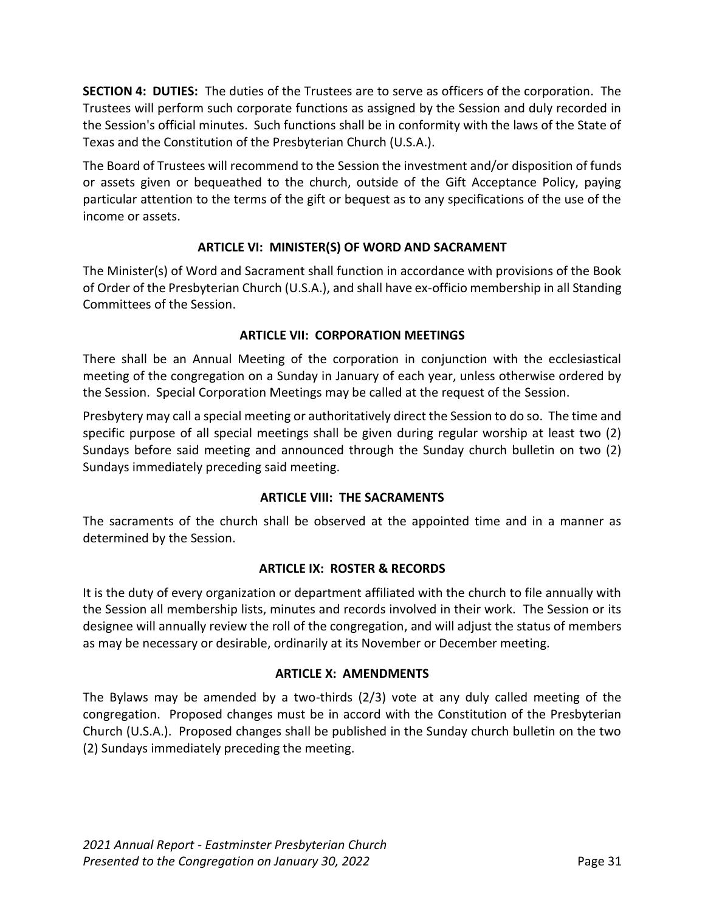**SECTION 4: DUTIES:** The duties of the Trustees are to serve as officers of the corporation. The Trustees will perform such corporate functions as assigned by the Session and duly recorded in the Session's official minutes. Such functions shall be in conformity with the laws of the State of Texas and the Constitution of the Presbyterian Church (U.S.A.).

The Board of Trustees will recommend to the Session the investment and/or disposition of funds or assets given or bequeathed to the church, outside of the Gift Acceptance Policy, paying particular attention to the terms of the gift or bequest as to any specifications of the use of the income or assets.

## ARTICLE VI: MINISTER(S) OF WORD AND SACRAMENT

The Minister(s) of Word and Sacrament shall function in accordance with provisions of the Book of Order of the Presbyterian Church (U.S.A.), and shall have ex-officio membership in all Standing Committees of the Session.

## ARTICLE VII: CORPORATION MEETINGS

There shall be an Annual Meeting of the corporation in conjunction with the ecclesiastical meeting of the congregation on a Sunday in January of each year, unless otherwise ordered by the Session. Special Corporation Meetings may be called at the request of the Session.

Presbytery may call a special meeting or authoritatively direct the Session to do so. The time and specific purpose of all special meetings shall be given during regular worship at least two (2) Sundays before said meeting and announced through the Sunday church bulletin on two (2) Sundays immediately preceding said meeting.

## ARTICLE VIII: THE SACRAMENTS

The sacraments of the church shall be observed at the appointed time and in a manner as determined by the Session.

## ARTICLE IX: ROSTER & RECORDS

It is the duty of every organization or department affiliated with the church to file annually with the Session all membership lists, minutes and records involved in their work. The Session or its designee will annually review the roll of the congregation, and will adjust the status of members as may be necessary or desirable, ordinarily at its November or December meeting.

## ARTICLE X: AMENDMENTS

The Bylaws may be amended by a two-thirds (2/3) vote at any duly called meeting of the congregation. Proposed changes must be in accord with the Constitution of the Presbyterian Church (U.S.A.). Proposed changes shall be published in the Sunday church bulletin on the two (2) Sundays immediately preceding the meeting.